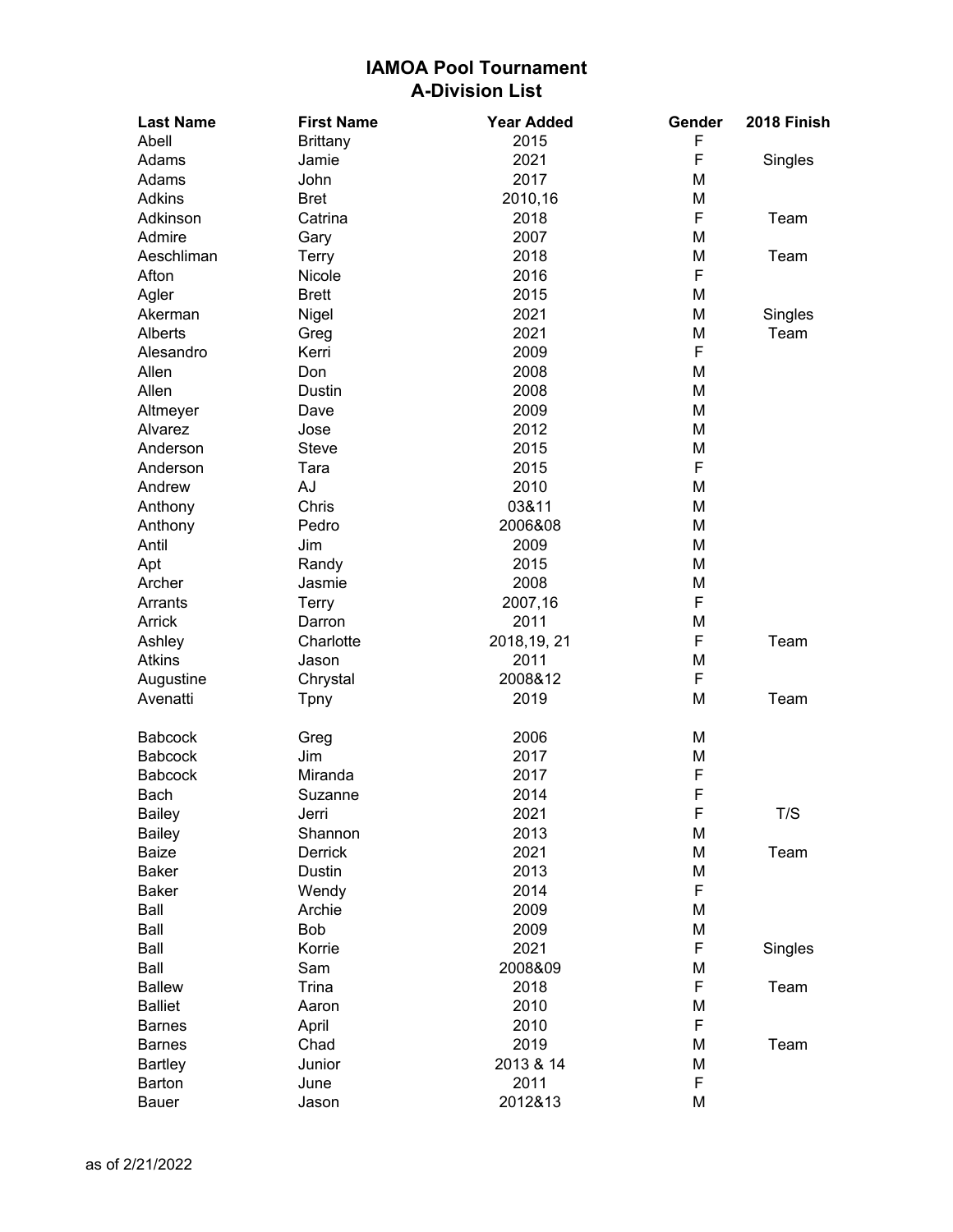# IAMOA Pool Tournament
## A-Division List

| Last Name | First Name | Year Added | Gender | 2018 Finish |
|---|---|---|---|---|
| Abell | Brittany | 2015 | F | |
| Adams | Jamie | 2021 | F | Singles |
| Adams | John | 2017 | M | |
| Adkins | Bret | 2010,16 | M | |
| Adkinson | Catrina | 2018 | F | Team |
| Admire | Gary | 2007 | M | |
| Aeschliman | Terry | 2018 | M | Team |
| Afton | Nicole | 2016 | F | |
| Agler | Brett | 2015 | M | |
| Akerman | Nigel | 2021 | M | Singles |
| Alberts | Greg | 2021 | M | Team |
| Alesandro | Kerri | 2009 | F | |
| Allen | Don | 2008 | M | |
| Allen | Dustin | 2008 | M | |
| Altmeyer | Dave | 2009 | M | |
| Alvarez | Jose | 2012 | M | |
| Anderson | Steve | 2015 | M | |
| Anderson | Tara | 2015 | F | |
| Andrew | AJ | 2010 | M | |
| Anthony | Chris | 03&11 | M | |
| Anthony | Pedro | 2006&08 | M | |
| Antil | Jim | 2009 | M | |
| Apt | Randy | 2015 | M | |
| Archer | Jasmie | 2008 | M | |
| Arrants | Terry | 2007,16 | F | |
| Arrick | Darron | 2011 | M | |
| Ashley | Charlotte | 2018,19, 21 | F | Team |
| Atkins | Jason | 2011 | M | |
| Augustine | Chrystal | 2008&12 | F | |
| Avenatti | Tpny | 2019 | M | Team |
| | | | | |
| Babcock | Greg | 2006 | M | |
| Babcock | Jim | 2017 | M | |
| Babcock | Miranda | 2017 | F | |
| Bach | Suzanne | 2014 | F | |
| Bailey | Jerri | 2021 | F | T/S |
| Bailey | Shannon | 2013 | M | |
| Baize | Derrick | 2021 | M | Team |
| Baker | Dustin | 2013 | M | |
| Baker | Wendy | 2014 | F | |
| Ball | Archie | 2009 | M | |
| Ball | Bob | 2009 | M | |
| Ball | Korrie | 2021 | F | Singles |
| Ball | Sam | 2008&09 | M | |
| Ballew | Trina | 2018 | F | Team |
| Balliet | Aaron | 2010 | M | |
| Barnes | April | 2010 | F | |
| Barnes | Chad | 2019 | M | Team |
| Bartley | Junior | 2013 & 14 | M | |
| Barton | June | 2011 | F | |
| Bauer | Jason | 2012&13 | M | |

as of 2/21/2022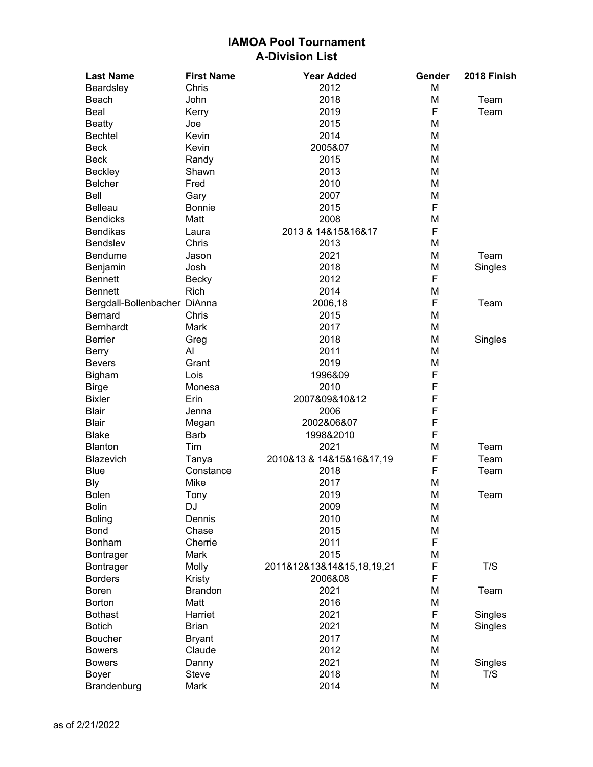# IAMOA Pool Tournament
## A-Division List

| Last Name | First Name | Year Added | Gender | 2018 Finish |
|---|---|---|---|---|
| Beardsley | Chris | 2012 | M | |
| Beach | John | 2018 | M | Team |
| Beal | Kerry | 2019 | F | Team |
| Beatty | Joe | 2015 | M | |
| Bechtel | Kevin | 2014 | M | |
| Beck | Kevin | 2005&07 | M | |
| Beck | Randy | 2015 | M | |
| Beckley | Shawn | 2013 | M | |
| Belcher | Fred | 2010 | M | |
| Bell | Gary | 2007 | M | |
| Belleau | Bonnie | 2015 | F | |
| Bendicks | Matt | 2008 | M | |
| Bendikas | Laura | 2013 & 14&15&16&17 | F | |
| Bendslev | Chris | 2013 | M | |
| Bendume | Jason | 2021 | M | Team |
| Benjamin | Josh | 2018 | M | Singles |
| Bennett | Becky | 2012 | F | |
| Bennett | Rich | 2014 | M | |
| Bergdall-Bollenbacher | DiAnna | 2006,18 | F | Team |
| Bernard | Chris | 2015 | M | |
| Bernhardt | Mark | 2017 | M | |
| Berrier | Greg | 2018 | M | Singles |
| Berry | Al | 2011 | M | |
| Bevers | Grant | 2019 | M | |
| Bigham | Lois | 1996&09 | F | |
| Birge | Monesa | 2010 | F | |
| Bixler | Erin | 2007&09&10&12 | F | |
| Blair | Jenna | 2006 | F | |
| Blair | Megan | 2002&06&07 | F | |
| Blake | Barb | 1998&2010 | F | |
| Blanton | Tim | 2021 | M | Team |
| Blazevich | Tanya | 2010&13 & 14&15&16&17,19 | F | Team |
| Blue | Constance | 2018 | F | Team |
| Bly | Mike | 2017 | M | |
| Bolen | Tony | 2019 | M | Team |
| Bolin | DJ | 2009 | M | |
| Boling | Dennis | 2010 | M | |
| Bond | Chase | 2015 | M | |
| Bonham | Cherrie | 2011 | F | |
| Bontrager | Mark | 2015 | M | |
| Bontrager | Molly | 2011&12&13&14&15,18,19,21 | F | T/S |
| Borders | Kristy | 2006&08 | F | |
| Boren | Brandon | 2021 | M | Team |
| Borton | Matt | 2016 | M | |
| Bothast | Harriet | 2021 | F | Singles |
| Botich | Brian | 2021 | M | Singles |
| Boucher | Bryant | 2017 | M | |
| Bowers | Claude | 2012 | M | |
| Bowers | Danny | 2021 | M | Singles |
| Boyer | Steve | 2018 | M | T/S |
| Brandenburg | Mark | 2014 | M | |

as of 2/21/2022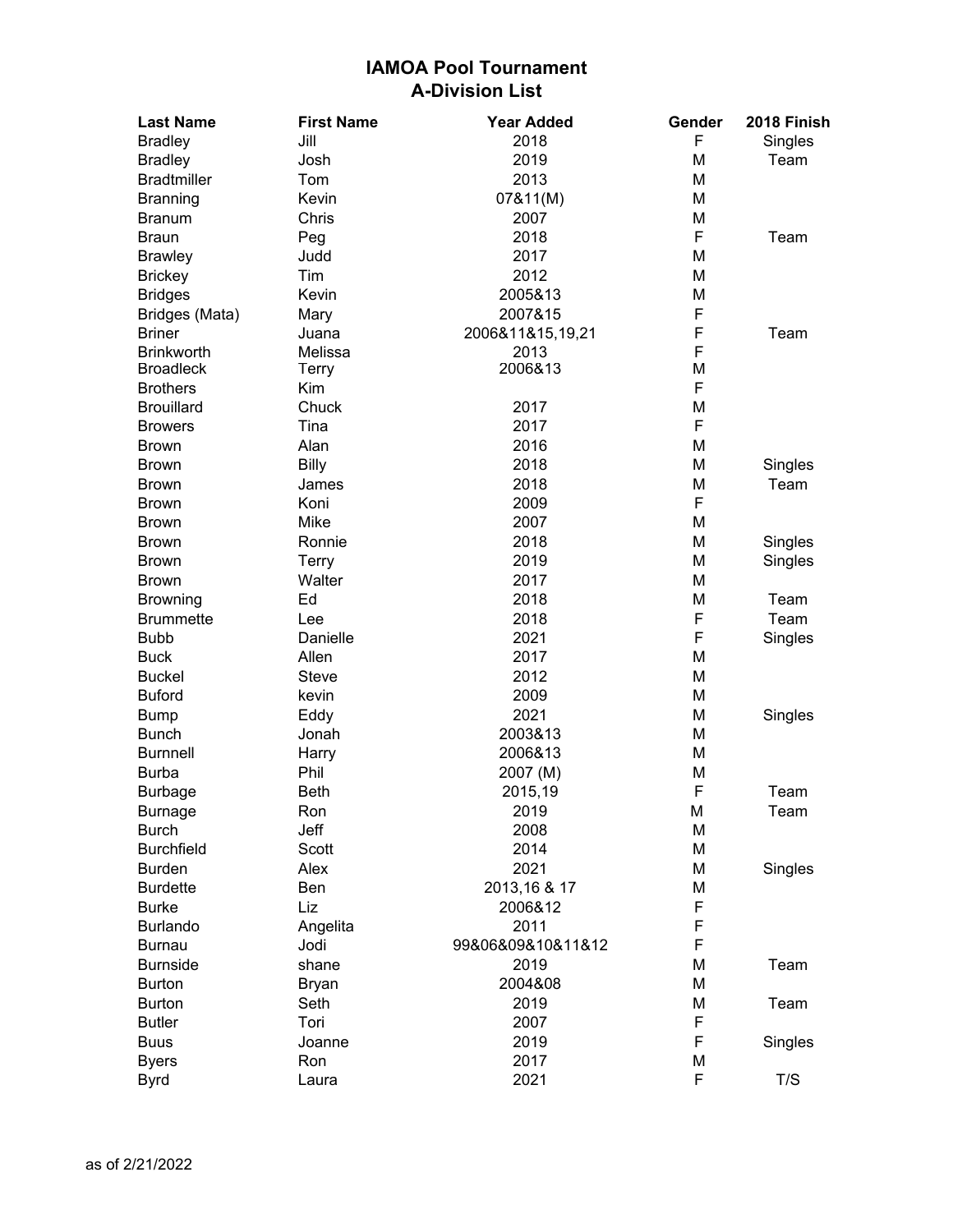# IAMOA Pool Tournament
## A-Division List

| Last Name | First Name | Year Added | Gender | 2018 Finish |
|---|---|---|---|---|
| Bradley | Jill | 2018 | F | Singles |
| Bradley | Josh | 2019 | M | Team |
| Bradtmiller | Tom | 2013 | M | |
| Branning | Kevin | 07&11(M) | M | |
| Branum | Chris | 2007 | M | |
| Braun | Peg | 2018 | F | Team |
| Brawley | Judd | 2017 | M | |
| Brickey | Tim | 2012 | M | |
| Bridges | Kevin | 2005&13 | M | |
| Bridges (Mata) | Mary | 2007&15 | F | |
| Briner | Juana | 2006&11&15,19,21 | F | Team |
| Brinkworth | Melissa | 2013 | F | |
| Broadleck | Terry | 2006&13 | M | |
| Brothers | Kim | | F | |
| Brouillard | Chuck | 2017 | M | |
| Browers | Tina | 2017 | F | |
| Brown | Alan | 2016 | M | |
| Brown | Billy | 2018 | M | Singles |
| Brown | James | 2018 | M | Team |
| Brown | Koni | 2009 | F | |
| Brown | Mike | 2007 | M | |
| Brown | Ronnie | 2018 | M | Singles |
| Brown | Terry | 2019 | M | Singles |
| Brown | Walter | 2017 | M | |
| Browning | Ed | 2018 | M | Team |
| Brummette | Lee | 2018 | F | Team |
| Bubb | Danielle | 2021 | F | Singles |
| Buck | Allen | 2017 | M | |
| Buckel | Steve | 2012 | M | |
| Buford | kevin | 2009 | M | |
| Bump | Eddy | 2021 | M | Singles |
| Bunch | Jonah | 2003&13 | M | |
| Burnnell | Harry | 2006&13 | M | |
| Burba | Phil | 2007 (M) | M | |
| Burbage | Beth | 2015,19 | F | Team |
| Burnage | Ron | 2019 | M | Team |
| Burch | Jeff | 2008 | M | |
| Burchfield | Scott | 2014 | M | |
| Burden | Alex | 2021 | M | Singles |
| Burdette | Ben | 2013,16 & 17 | M | |
| Burke | Liz | 2006&12 | F | |
| Burlando | Angelita | 2011 | F | |
| Burnau | Jodi | 99&06&09&10&11&12 | F | |
| Burnside | shane | 2019 | M | Team |
| Burton | Bryan | 2004&08 | M | |
| Burton | Seth | 2019 | M | Team |
| Butler | Tori | 2007 | F | |
| Buus | Joanne | 2019 | F | Singles |
| Byers | Ron | 2017 | M | |
| Byrd | Laura | 2021 | F | T/S |

as of 2/21/2022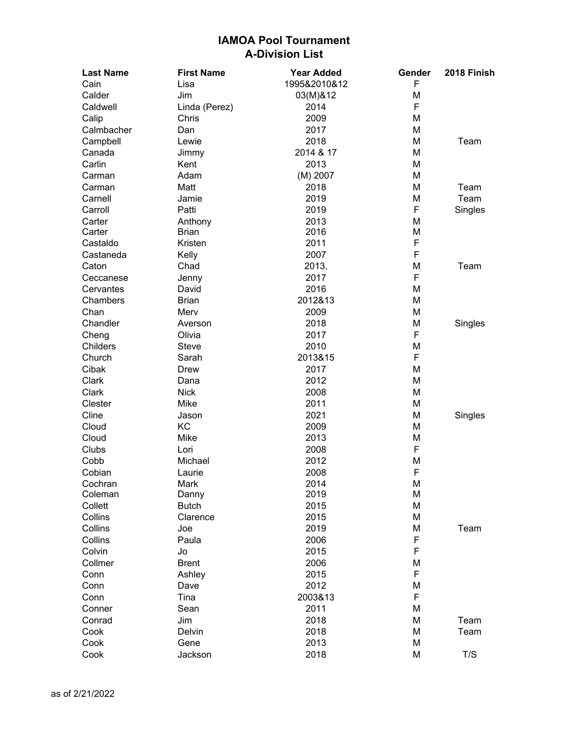# IAMOA Pool Tournament
## A-Division List

| Last Name | First Name | Year Added | Gender | 2018 Finish |
|---|---|---|---|---|
| Cain | Lisa | 1995&2010&12 | F | |
| Calder | Jim | 03(M)&12 | M | |
| Caldwell | Linda (Perez) | 2014 | F | |
| Calip | Chris | 2009 | M | |
| Calmbacher | Dan | 2017 | M | |
| Campbell | Lewie | 2018 | M | Team |
| Canada | Jimmy | 2014 & 17 | M | |
| Carlin | Kent | 2013 | M | |
| Carman | Adam | (M) 2007 | M | |
| Carman | Matt | 2018 | M | Team |
| Carnell | Jamie | 2019 | M | Team |
| Carroll | Patti | 2019 | F | Singles |
| Carter | Anthony | 2013 | M | |
| Carter | Brian | 2016 | M | |
| Castaldo | Kristen | 2011 | F | |
| Castaneda | Kelly | 2007 | F | |
| Caton | Chad | 2013, | M | Team |
| Ceccanese | Jenny | 2017 | F | |
| Cervantes | David | 2016 | M | |
| Chambers | Brian | 2012&13 | M | |
| Chan | Merv | 2009 | M | |
| Chandler | Averson | 2018 | M | Singles |
| Cheng | Olivia | 2017 | F | |
| Childers | Steve | 2010 | M | |
| Church | Sarah | 2013&15 | F | |
| Cibak | Drew | 2017 | M | |
| Clark | Dana | 2012 | M | |
| Clark | Nick | 2008 | M | |
| Clester | Mike | 2011 | M | |
| Cline | Jason | 2021 | M | Singles |
| Cloud | KC | 2009 | M | |
| Cloud | Mike | 2013 | M | |
| Clubs | Lori | 2008 | F | |
| Cobb | Michael | 2012 | M | |
| Cobian | Laurie | 2008 | F | |
| Cochran | Mark | 2014 | M | |
| Coleman | Danny | 2019 | M | |
| Collett | Butch | 2015 | M | |
| Collins | Clarence | 2015 | M | |
| Collins | Joe | 2019 | M | Team |
| Collins | Paula | 2006 | F | |
| Colvin | Jo | 2015 | F | |
| Collmer | Brent | 2006 | M | |
| Conn | Ashley | 2015 | F | |
| Conn | Dave | 2012 | M | |
| Conn | Tina | 2003&13 | F | |
| Conner | Sean | 2011 | M | |
| Conrad | Jim | 2018 | M | Team |
| Cook | Delvin | 2018 | M | Team |
| Cook | Gene | 2013 | M | |
| Cook | Jackson | 2018 | M | T/S |

as of 2/21/2022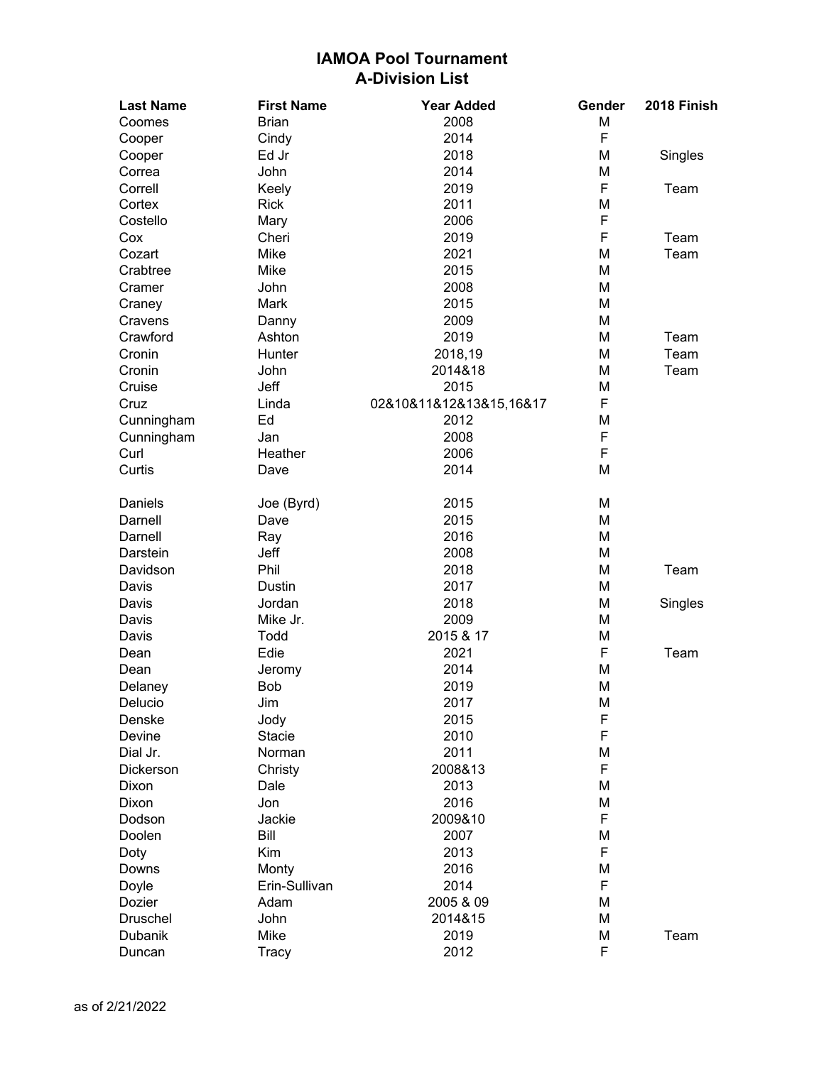# IAMOA Pool Tournament
## A-Division List

| Last Name | First Name | Year Added | Gender | 2018 Finish |
|---|---|---|---|---|
| Coomes | Brian | 2008 | M | |
| Cooper | Cindy | 2014 | F | |
| Cooper | Ed Jr | 2018 | M | Singles |
| Correa | John | 2014 | M | |
| Correll | Keely | 2019 | F | Team |
| Cortex | Rick | 2011 | M | |
| Costello | Mary | 2006 | F | |
| Cox | Cheri | 2019 | F | Team |
| Cozart | Mike | 2021 | M | Team |
| Crabtree | Mike | 2015 | M | |
| Cramer | John | 2008 | M | |
| Craney | Mark | 2015 | M | |
| Cravens | Danny | 2009 | M | |
| Crawford | Ashton | 2019 | M | Team |
| Cronin | Hunter | 2018,19 | M | Team |
| Cronin | John | 2014&18 | M | Team |
| Cruise | Jeff | 2015 | M | |
| Cruz | Linda | 02&10&11&12&13&15,16&17 | F | |
| Cunningham | Ed | 2012 | M | |
| Cunningham | Jan | 2008 | F | |
| Curl | Heather | 2006 | F | |
| Curtis | Dave | 2014 | M | |
| | | | | |
| Daniels | Joe (Byrd) | 2015 | M | |
| Darnell | Dave | 2015 | M | |
| Darnell | Ray | 2016 | M | |
| Darstein | Jeff | 2008 | M | |
| Davidson | Phil | 2018 | M | Team |
| Davis | Dustin | 2017 | M | |
| Davis | Jordan | 2018 | M | Singles |
| Davis | Mike Jr. | 2009 | M | |
| Davis | Todd | 2015 & 17 | M | |
| Dean | Edie | 2021 | F | Team |
| Dean | Jeromy | 2014 | M | |
| Delaney | Bob | 2019 | M | |
| Delucio | Jim | 2017 | M | |
| Denske | Jody | 2015 | F | |
| Devine | Stacie | 2010 | F | |
| Dial Jr. | Norman | 2011 | M | |
| Dickerson | Christy | 2008&13 | F | |
| Dixon | Dale | 2013 | M | |
| Dixon | Jon | 2016 | M | |
| Dodson | Jackie | 2009&10 | F | |
| Doolen | Bill | 2007 | M | |
| Doty | Kim | 2013 | F | |
| Downs | Monty | 2016 | M | |
| Doyle | Erin-Sullivan | 2014 | F | |
| Dozier | Adam | 2005 & 09 | M | |
| Druschel | John | 2014&15 | M | |
| Dubanik | Mike | 2019 | M | Team |
| Duncan | Tracy | 2012 | F | |

as of 2/21/2022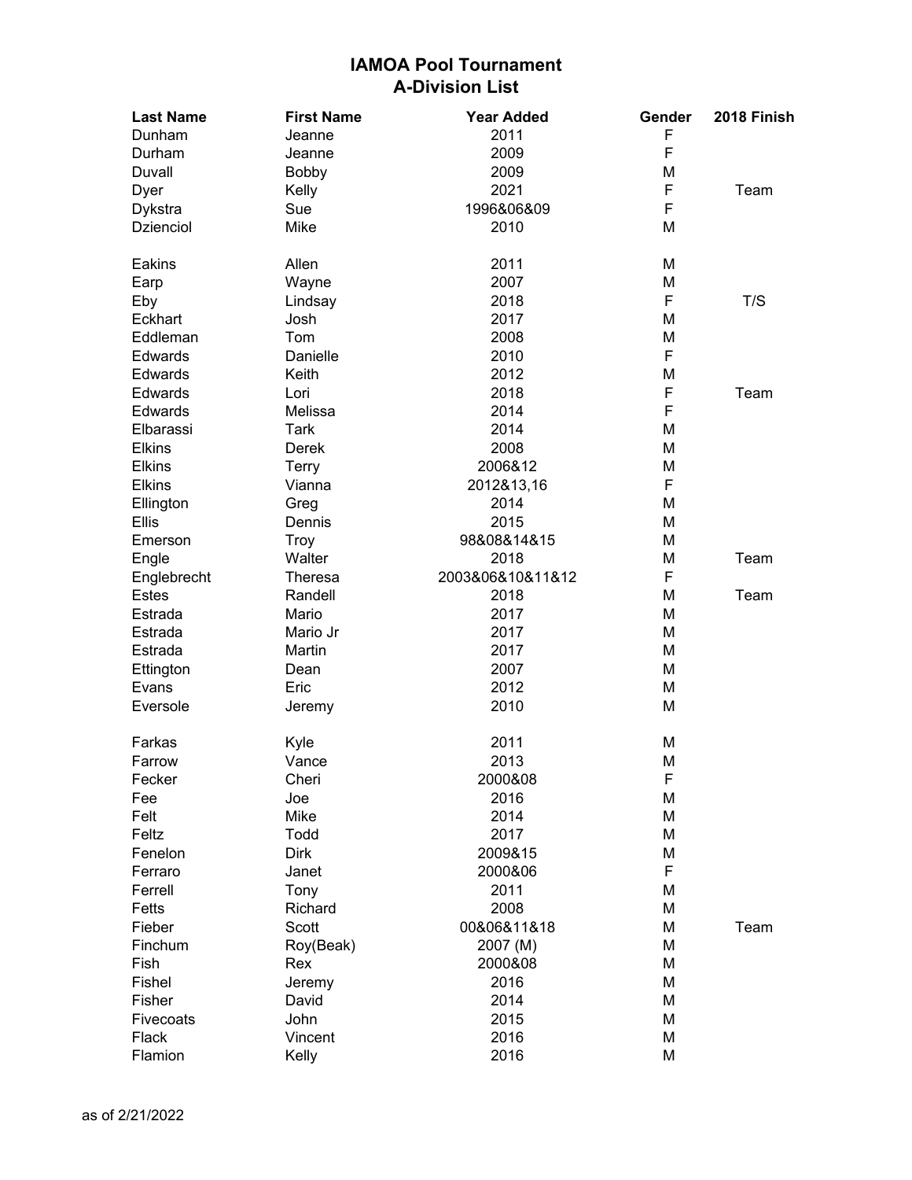# IAMOA Pool Tournament
## A-Division List

| Last Name | First Name | Year Added | Gender | 2018 Finish |
|---|---|---|---|---|
| Dunham | Jeanne | 2011 | F | |
| Durham | Jeanne | 2009 | F | |
| Duvall | Bobby | 2009 | M | |
| Dyer | Kelly | 2021 | F | Team |
| Dykstra | Sue | 1996&06&09 | F | |
| Dzienciol | Mike | 2010 | M | |
| | | | | |
| Eakins | Allen | 2011 | M | |
| Earp | Wayne | 2007 | M | |
| Eby | Lindsay | 2018 | F | T/S |
| Eckhart | Josh | 2017 | M | |
| Eddleman | Tom | 2008 | M | |
| Edwards | Danielle | 2010 | F | |
| Edwards | Keith | 2012 | M | |
| Edwards | Lori | 2018 | F | Team |
| Edwards | Melissa | 2014 | F | |
| Elbarassi | Tark | 2014 | M | |
| Elkins | Derek | 2008 | M | |
| Elkins | Terry | 2006&12 | M | |
| Elkins | Vianna | 2012&13,16 | F | |
| Ellington | Greg | 2014 | M | |
| Ellis | Dennis | 2015 | M | |
| Emerson | Troy | 98&08&14&15 | M | |
| Engle | Walter | 2018 | M | Team |
| Englebrecht | Theresa | 2003&06&10&11&12 | F | |
| Estes | Randell | 2018 | M | Team |
| Estrada | Mario | 2017 | M | |
| Estrada | Mario Jr | 2017 | M | |
| Estrada | Martin | 2017 | M | |
| Ettington | Dean | 2007 | M | |
| Evans | Eric | 2012 | M | |
| Eversole | Jeremy | 2010 | M | |
| | | | | |
| Farkas | Kyle | 2011 | M | |
| Farrow | Vance | 2013 | M | |
| Fecker | Cheri | 2000&08 | F | |
| Fee | Joe | 2016 | M | |
| Felt | Mike | 2014 | M | |
| Feltz | Todd | 2017 | M | |
| Fenelon | Dirk | 2009&15 | M | |
| Ferraro | Janet | 2000&06 | F | |
| Ferrell | Tony | 2011 | M | |
| Fetts | Richard | 2008 | M | |
| Fieber | Scott | 00&06&11&18 | M | Team |
| Finchum | Roy(Beak) | 2007 (M) | M | |
| Fish | Rex | 2000&08 | M | |
| Fishel | Jeremy | 2016 | M | |
| Fisher | David | 2014 | M | |
| Fivecoats | John | 2015 | M | |
| Flack | Vincent | 2016 | M | |
| Flamion | Kelly | 2016 | M | |

as of 2/21/2022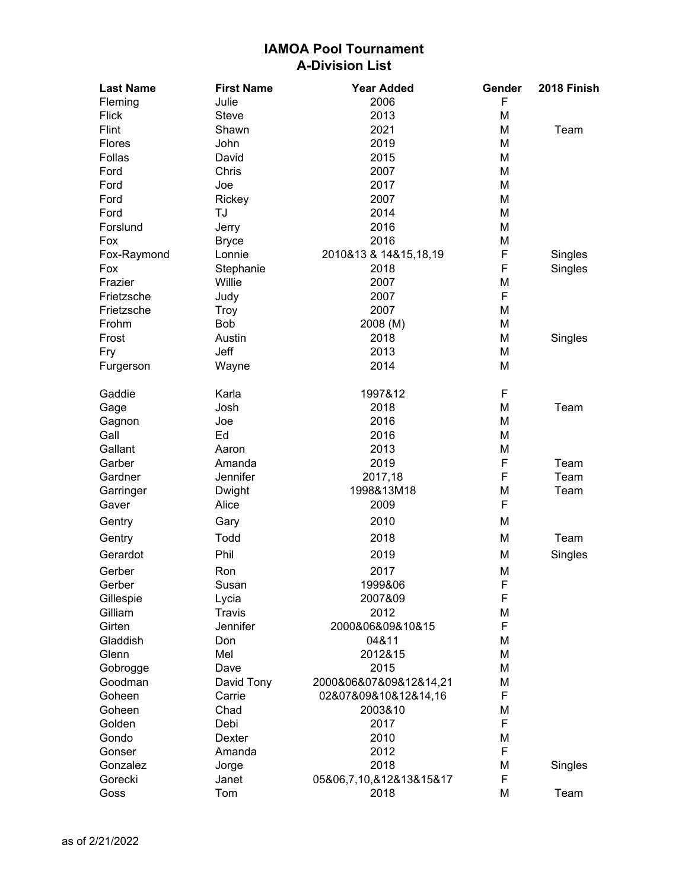# IAMOA Pool Tournament
## A-Division List

| Last Name | First Name | Year Added | Gender | 2018 Finish |
|---|---|---|---|---|
| Fleming | Julie | 2006 | F | |
| Flick | Steve | 2013 | M | |
| Flint | Shawn | 2021 | M | Team |
| Flores | John | 2019 | M | |
| Follas | David | 2015 | M | |
| Ford | Chris | 2007 | M | |
| Ford | Joe | 2017 | M | |
| Ford | Rickey | 2007 | M | |
| Ford | TJ | 2014 | M | |
| Forslund | Jerry | 2016 | M | |
| Fox | Bryce | 2016 | M | |
| Fox-Raymond | Lonnie | 2010&13 & 14&15,18,19 | F | Singles |
| Fox | Stephanie | 2018 | F | Singles |
| Frazier | Willie | 2007 | M | |
| Frietzsche | Judy | 2007 | F | |
| Frietzsche | Troy | 2007 | M | |
| Frohm | Bob | 2008 (M) | M | |
| Frost | Austin | 2018 | M | Singles |
| Fry | Jeff | 2013 | M | |
| Furgerson | Wayne | 2014 | M | |
| | | | | |
| Gaddie | Karla | 1997&12 | F | |
| Gage | Josh | 2018 | M | Team |
| Gagnon | Joe | 2016 | M | |
| Gall | Ed | 2016 | M | |
| Gallant | Aaron | 2013 | M | |
| Garber | Amanda | 2019 | F | Team |
| Gardner | Jennifer | 2017,18 | F | Team |
| Garringer | Dwight | 1998&13M18 | M | Team |
| Gaver | Alice | 2009 | F | |
| Gentry | Gary | 2010 | M | |
| Gentry | Todd | 2018 | M | Team |
| Gerardot | Phil | 2019 | M | Singles |
| Gerber | Ron | 2017 | M | |
| Gerber | Susan | 1999&06 | F | |
| Gillespie | Lycia | 2007&09 | F | |
| Gilliam | Travis | 2012 | M | |
| Girten | Jennifer | 2000&06&09&10&15 | F | |
| Gladdish | Don | 04&11 | M | |
| Glenn | Mel | 2012&15 | M | |
| Gobrogge | Dave | 2015 | M | |
| Goodman | David Tony | 2000&06&07&09&12&14,21 | M | |
| Goheen | Carrie | 02&07&09&10&12&14,16 | F | |
| Goheen | Chad | 2003&10 | M | |
| Golden | Debi | 2017 | F | |
| Gondo | Dexter | 2010 | M | |
| Gonser | Amanda | 2012 | F | |
| Gonzalez | Jorge | 2018 | M | Singles |
| Gorecki | Janet | 05&06,7,10,&12&13&15&17 | F | |
| Goss | Tom | 2018 | M | Team |

as of 2/21/2022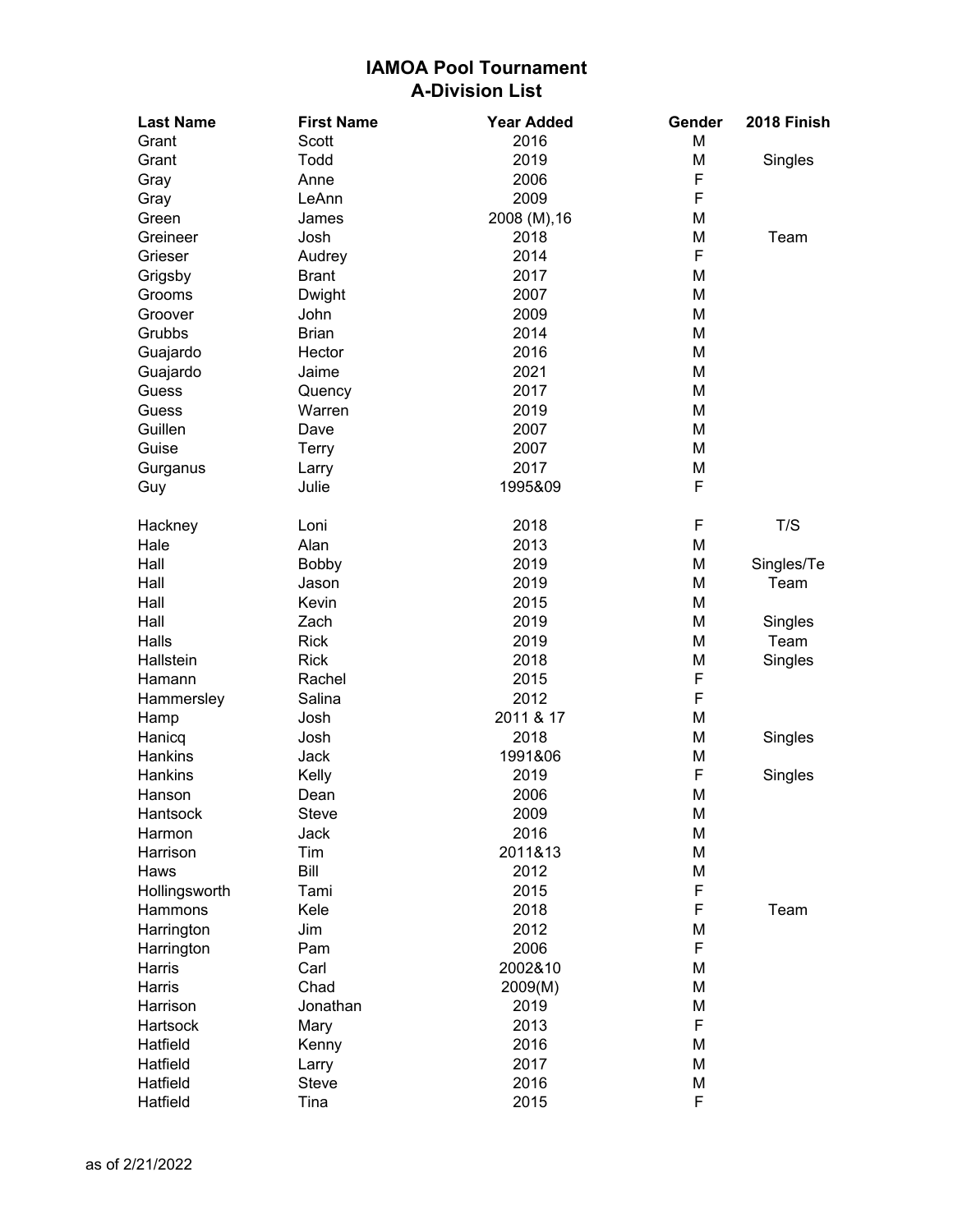# IAMOA Pool Tournament
## A-Division List

| Last Name | First Name | Year Added | Gender | 2018 Finish |
|---|---|---|---|---|
| Grant | Scott | 2016 | M | |
| Grant | Todd | 2019 | M | Singles |
| Gray | Anne | 2006 | F | |
| Gray | LeAnn | 2009 | F | |
| Green | James | 2008 (M),16 | M | |
| Greineer | Josh | 2018 | M | Team |
| Grieser | Audrey | 2014 | F | |
| Grigsby | Brant | 2017 | M | |
| Grooms | Dwight | 2007 | M | |
| Groover | John | 2009 | M | |
| Grubbs | Brian | 2014 | M | |
| Guajardo | Hector | 2016 | M | |
| Guajardo | Jaime | 2021 | M | |
| Guess | Quency | 2017 | M | |
| Guess | Warren | 2019 | M | |
| Guillen | Dave | 2007 | M | |
| Guise | Terry | 2007 | M | |
| Gurganus | Larry | 2017 | M | |
| Guy | Julie | 1995&09 | F | |
| | | | | |
| Hackney | Loni | 2018 | F | T/S |
| Hale | Alan | 2013 | M | |
| Hall | Bobby | 2019 | M | Singles/Te |
| Hall | Jason | 2019 | M | Team |
| Hall | Kevin | 2015 | M | |
| Hall | Zach | 2019 | M | Singles |
| Halls | Rick | 2019 | M | Team |
| Hallstein | Rick | 2018 | M | Singles |
| Hamann | Rachel | 2015 | F | |
| Hammersley | Salina | 2012 | F | |
| Hamp | Josh | 2011 & 17 | M | |
| Hanicq | Josh | 2018 | M | Singles |
| Hankins | Jack | 1991&06 | M | |
| Hankins | Kelly | 2019 | F | Singles |
| Hanson | Dean | 2006 | M | |
| Hantsock | Steve | 2009 | M | |
| Harmon | Jack | 2016 | M | |
| Harrison | Tim | 2011&13 | M | |
| Haws | Bill | 2012 | M | |
| Hollingsworth | Tami | 2015 | F | |
| Hammons | Kele | 2018 | F | Team |
| Harrington | Jim | 2012 | M | |
| Harrington | Pam | 2006 | F | |
| Harris | Carl | 2002&10 | M | |
| Harris | Chad | 2009(M) | M | |
| Harrison | Jonathan | 2019 | M | |
| Hartsock | Mary | 2013 | F | |
| Hatfield | Kenny | 2016 | M | |
| Hatfield | Larry | 2017 | M | |
| Hatfield | Steve | 2016 | M | |
| Hatfield | Tina | 2015 | F | |

as of 2/21/2022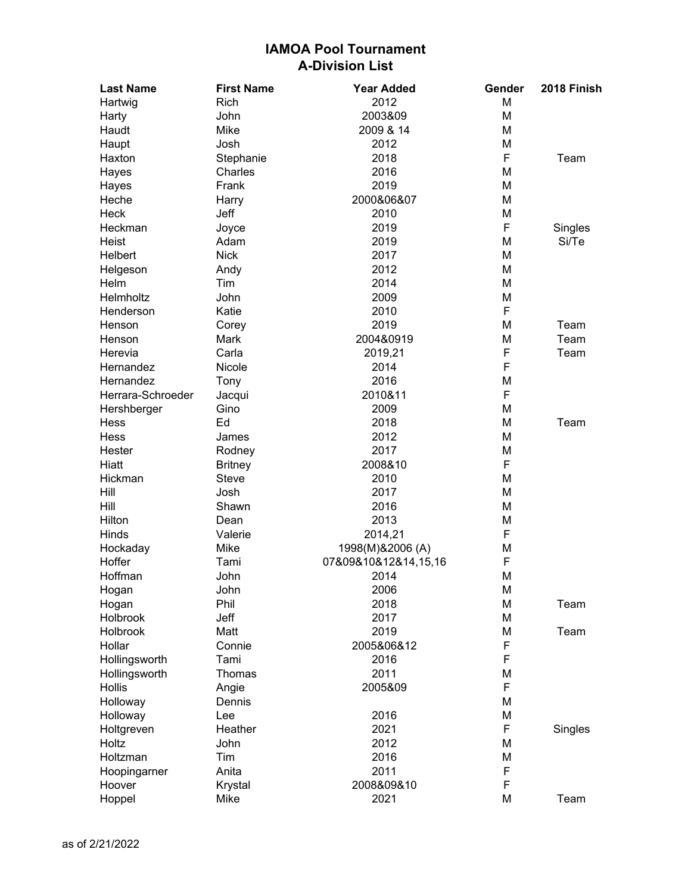# IAMOA Pool Tournament
## A-Division List

| Last Name | First Name | Year Added | Gender | 2018 Finish |
|---|---|---|---|---|
| Hartwig | Rich | 2012 | M | |
| Harty | John | 2003&09 | M | |
| Haudt | Mike | 2009 & 14 | M | |
| Haupt | Josh | 2012 | M | |
| Haxton | Stephanie | 2018 | F | Team |
| Hayes | Charles | 2016 | M | |
| Hayes | Frank | 2019 | M | |
| Heche | Harry | 2000&06&07 | M | |
| Heck | Jeff | 2010 | M | |
| Heckman | Joyce | 2019 | F | Singles |
| Heist | Adam | 2019 | M | Si/Te |
| Helbert | Nick | 2017 | M | |
| Helgeson | Andy | 2012 | M | |
| Helm | Tim | 2014 | M | |
| Helmholtz | John | 2009 | M | |
| Henderson | Katie | 2010 | F | |
| Henson | Corey | 2019 | M | Team |
| Henson | Mark | 2004&0919 | M | Team |
| Herevia | Carla | 2019,21 | F | Team |
| Hernandez | Nicole | 2014 | F | |
| Hernandez | Tony | 2016 | M | |
| Herrara-Schroeder | Jacqui | 2010&11 | F | |
| Hershberger | Gino | 2009 | M | |
| Hess | Ed | 2018 | M | Team |
| Hess | James | 2012 | M | |
| Hester | Rodney | 2017 | M | |
| Hiatt | Britney | 2008&10 | F | |
| Hickman | Steve | 2010 | M | |
| Hill | Josh | 2017 | M | |
| Hill | Shawn | 2016 | M | |
| Hilton | Dean | 2013 | M | |
| Hinds | Valerie | 2014,21 | F | |
| Hockaday | Mike | 1998(M)&2006 (A) | M | |
| Hoffer | Tami | 07&09&10&12&14,15,16 | F | |
| Hoffman | John | 2014 | M | |
| Hogan | John | 2006 | M | |
| Hogan | Phil | 2018 | M | Team |
| Holbrook | Jeff | 2017 | M | |
| Holbrook | Matt | 2019 | M | Team |
| Hollar | Connie | 2005&06&12 | F | |
| Hollingsworth | Tami | 2016 | F | |
| Hollingsworth | Thomas | 2011 | M | |
| Hollis | Angie | 2005&09 | F | |
| Holloway | Dennis | | M | |
| Holloway | Lee | 2016 | M | |
| Holtgreven | Heather | 2021 | F | Singles |
| Holtz | John | 2012 | M | |
| Holtzman | Tim | 2016 | M | |
| Hoopingarner | Anita | 2011 | F | |
| Hoover | Krystal | 2008&09&10 | F | |
| Hoppel | Mike | 2021 | M | Team |

as of 2/21/2022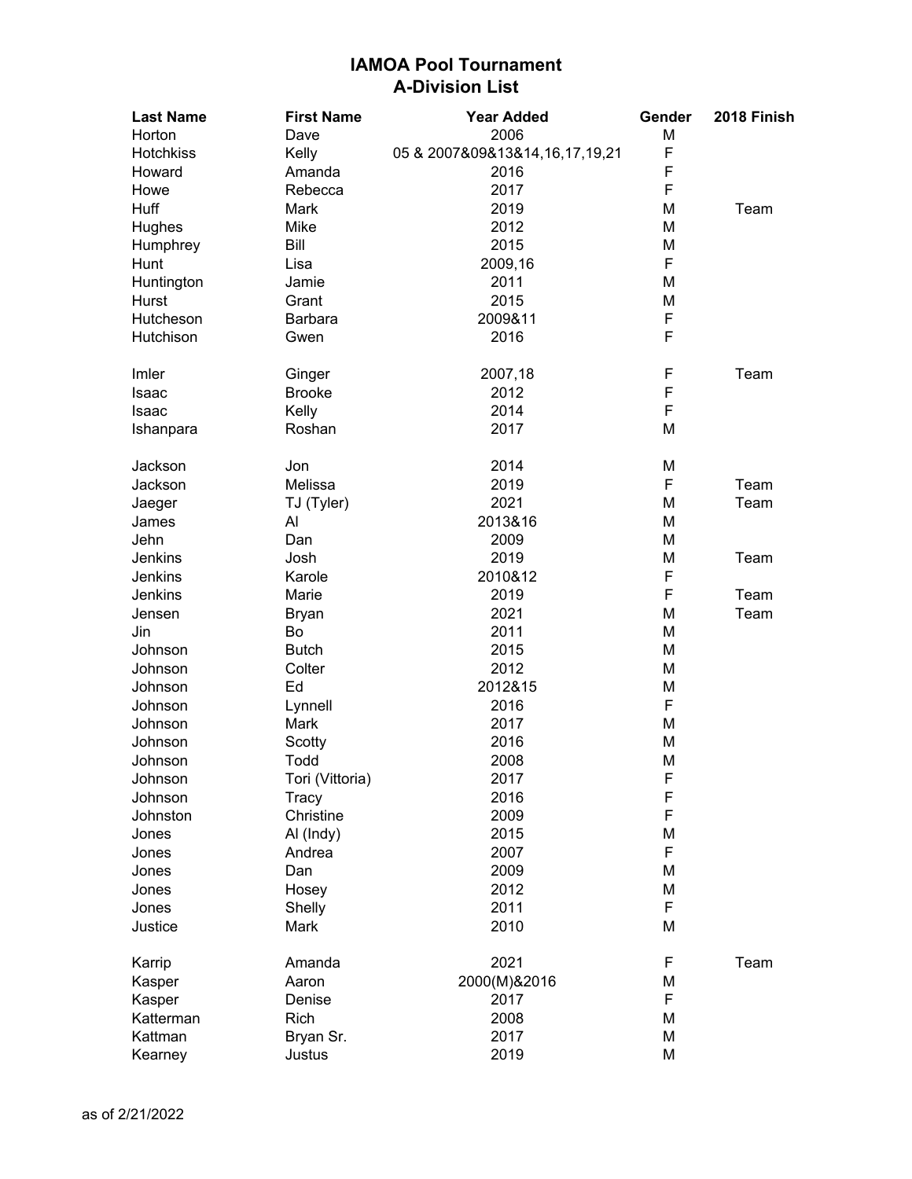# IAMOA Pool Tournament
## A-Division List

| Last Name | First Name | Year Added | Gender | 2018 Finish |
|---|---|---|---|---|
| Horton | Dave | 2006 | M | |
| Hotchkiss | Kelly | 05 & 2007&09&13&14,16,17,19,21 | F | |
| Howard | Amanda | 2016 | F | |
| Howe | Rebecca | 2017 | F | |
| Huff | Mark | 2019 | M | Team |
| Hughes | Mike | 2012 | M | |
| Humphrey | Bill | 2015 | M | |
| Hunt | Lisa | 2009,16 | F | |
| Huntington | Jamie | 2011 | M | |
| Hurst | Grant | 2015 | M | |
| Hutcheson | Barbara | 2009&11 | F | |
| Hutchison | Gwen | 2016 | F | |
| | | | | |
| Imler | Ginger | 2007,18 | F | Team |
| Isaac | Brooke | 2012 | F | |
| Isaac | Kelly | 2014 | F | |
| Ishanpara | Roshan | 2017 | M | |
| | | | | |
| Jackson | Jon | 2014 | M | |
| Jackson | Melissa | 2019 | F | Team |
| Jaeger | TJ (Tyler) | 2021 | M | Team |
| James | Al | 2013&16 | M | |
| Jehn | Dan | 2009 | M | |
| Jenkins | Josh | 2019 | M | Team |
| Jenkins | Karole | 2010&12 | F | |
| Jenkins | Marie | 2019 | F | Team |
| Jensen | Bryan | 2021 | M | Team |
| Jin | Bo | 2011 | M | |
| Johnson | Butch | 2015 | M | |
| Johnson | Colter | 2012 | M | |
| Johnson | Ed | 2012&15 | M | |
| Johnson | Lynnell | 2016 | F | |
| Johnson | Mark | 2017 | M | |
| Johnson | Scotty | 2016 | M | |
| Johnson | Todd | 2008 | M | |
| Johnson | Tori (Vittoria) | 2017 | F | |
| Johnson | Tracy | 2016 | F | |
| Johnston | Christine | 2009 | F | |
| Jones | Al (Indy) | 2015 | M | |
| Jones | Andrea | 2007 | F | |
| Jones | Dan | 2009 | M | |
| Jones | Hosey | 2012 | M | |
| Jones | Shelly | 2011 | F | |
| Justice | Mark | 2010 | M | |
| | | | | |
| Karrip | Amanda | 2021 | F | Team |
| Kasper | Aaron | 2000(M)&2016 | M | |
| Kasper | Denise | 2017 | F | |
| Katterman | Rich | 2008 | M | |
| Kattman | Bryan Sr. | 2017 | M | |
| Kearney | Justus | 2019 | M | |

as of 2/21/2022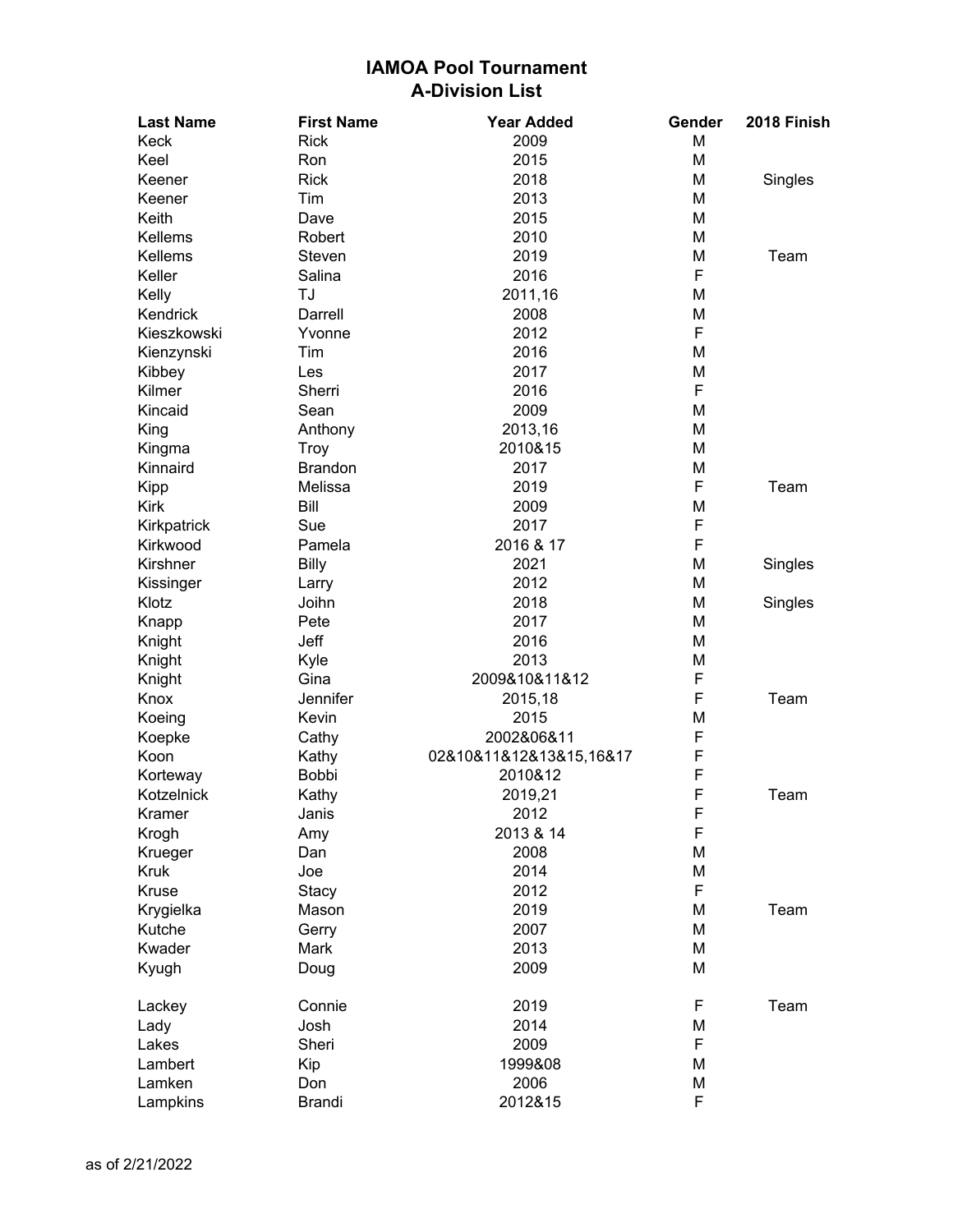# IAMOA Pool Tournament
## A-Division List

| Last Name | First Name | Year Added | Gender | 2018 Finish |
|---|---|---|---|---|
| Keck | Rick | 2009 | M | |
| Keel | Ron | 2015 | M | |
| Keener | Rick | 2018 | M | Singles |
| Keener | Tim | 2013 | M | |
| Keith | Dave | 2015 | M | |
| Kellems | Robert | 2010 | M | |
| Kellems | Steven | 2019 | M | Team |
| Keller | Salina | 2016 | F | |
| Kelly | TJ | 2011,16 | M | |
| Kendrick | Darrell | 2008 | M | |
| Kieszkowski | Yvonne | 2012 | F | |
| Kienzynski | Tim | 2016 | M | |
| Kibbey | Les | 2017 | M | |
| Kilmer | Sherri | 2016 | F | |
| Kincaid | Sean | 2009 | M | |
| King | Anthony | 2013,16 | M | |
| Kingma | Troy | 2010&15 | M | |
| Kinnaird | Brandon | 2017 | M | |
| Kipp | Melissa | 2019 | F | Team |
| Kirk | Bill | 2009 | M | |
| Kirkpatrick | Sue | 2017 | F | |
| Kirkwood | Pamela | 2016 & 17 | F | |
| Kirshner | Billy | 2021 | M | Singles |
| Kissinger | Larry | 2012 | M | |
| Klotz | Joihn | 2018 | M | Singles |
| Knapp | Pete | 2017 | M | |
| Knight | Jeff | 2016 | M | |
| Knight | Kyle | 2013 | M | |
| Knight | Gina | 2009&10&11&12 | F | |
| Knox | Jennifer | 2015,18 | F | Team |
| Koeing | Kevin | 2015 | M | |
| Koepke | Cathy | 2002&06&11 | F | |
| Koon | Kathy | 02&10&11&12&13&15,16&17 | F | |
| Korteway | Bobbi | 2010&12 | F | |
| Kotzelnick | Kathy | 2019,21 | F | Team |
| Kramer | Janis | 2012 | F | |
| Krogh | Amy | 2013 & 14 | F | |
| Krueger | Dan | 2008 | M | |
| Kruk | Joe | 2014 | M | |
| Kruse | Stacy | 2012 | F | |
| Krygielka | Mason | 2019 | M | Team |
| Kutche | Gerry | 2007 | M | |
| Kwader | Mark | 2013 | M | |
| Kyugh | Doug | 2009 | M | |
| | | | | |
| Lackey | Connie | 2019 | F | Team |
| Lady | Josh | 2014 | M | |
| Lakes | Sheri | 2009 | F | |
| Lambert | Kip | 1999&08 | M | |
| Lamken | Don | 2006 | M | |
| Lampkins | Brandi | 2012&15 | F | |

as of 2/21/2022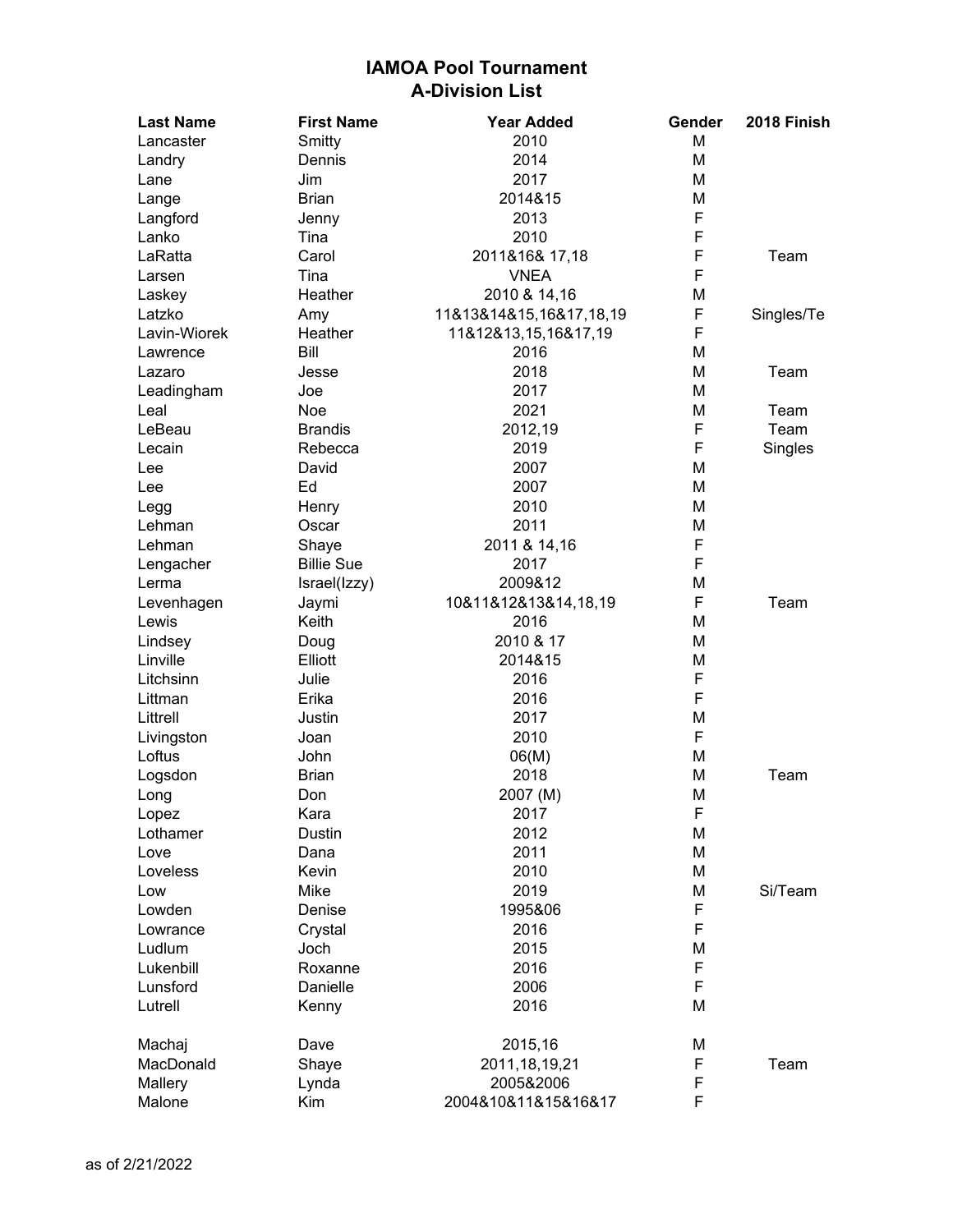# IAMOA Pool Tournament
## A-Division List

| Last Name | First Name | Year Added | Gender | 2018 Finish |
|---|---|---|---|---|
| Lancaster | Smitty | 2010 | M | |
| Landry | Dennis | 2014 | M | |
| Lane | Jim | 2017 | M | |
| Lange | Brian | 2014&15 | M | |
| Langford | Jenny | 2013 | F | |
| Lanko | Tina | 2010 | F | |
| LaRatta | Carol | 2011&16& 17,18 | F | Team |
| Larsen | Tina | VNEA | F | |
| Laskey | Heather | 2010 & 14,16 | M | |
| Latzko | Amy | 11&13&14&15,16&17,18,19 | F | Singles/Te |
| Lavin-Wiorek | Heather | 11&12&13,15,16&17,19 | F | |
| Lawrence | Bill | 2016 | M | |
| Lazaro | Jesse | 2018 | M | Team |
| Leadingham | Joe | 2017 | M | |
| Leal | Noe | 2021 | M | Team |
| LeBeau | Brandis | 2012,19 | F | Team |
| Lecain | Rebecca | 2019 | F | Singles |
| Lee | David | 2007 | M | |
| Lee | Ed | 2007 | M | |
| Legg | Henry | 2010 | M | |
| Lehman | Oscar | 2011 | M | |
| Lehman | Shaye | 2011 & 14,16 | F | |
| Lengacher | Billie Sue | 2017 | F | |
| Lerma | Israel(Izzy) | 2009&12 | M | |
| Levenhagen | Jaymi | 10&11&12&13&14,18,19 | F | Team |
| Lewis | Keith | 2016 | M | |
| Lindsey | Doug | 2010 & 17 | M | |
| Linville | Elliott | 2014&15 | M | |
| Litchsinn | Julie | 2016 | F | |
| Littman | Erika | 2016 | F | |
| Littrell | Justin | 2017 | M | |
| Livingston | Joan | 2010 | F | |
| Loftus | John | 06(M) | M | |
| Logsdon | Brian | 2018 | M | Team |
| Long | Don | 2007 (M) | M | |
| Lopez | Kara | 2017 | F | |
| Lothamer | Dustin | 2012 | M | |
| Love | Dana | 2011 | M | |
| Loveless | Kevin | 2010 | M | |
| Low | Mike | 2019 | M | Si/Team |
| Lowden | Denise | 1995&06 | F | |
| Lowrance | Crystal | 2016 | F | |
| Ludlum | Joch | 2015 | M | |
| Lukenbill | Roxanne | 2016 | F | |
| Lunsford | Danielle | 2006 | F | |
| Lutrell | Kenny | 2016 | M | |
| | | | | |
| Machaj | Dave | 2015,16 | M | |
| MacDonald | Shaye | 2011,18,19,21 | F | Team |
| Mallery | Lynda | 2005&2006 | F | |
| Malone | Kim | 2004&10&11&15&16&17 | F | |

as of 2/21/2022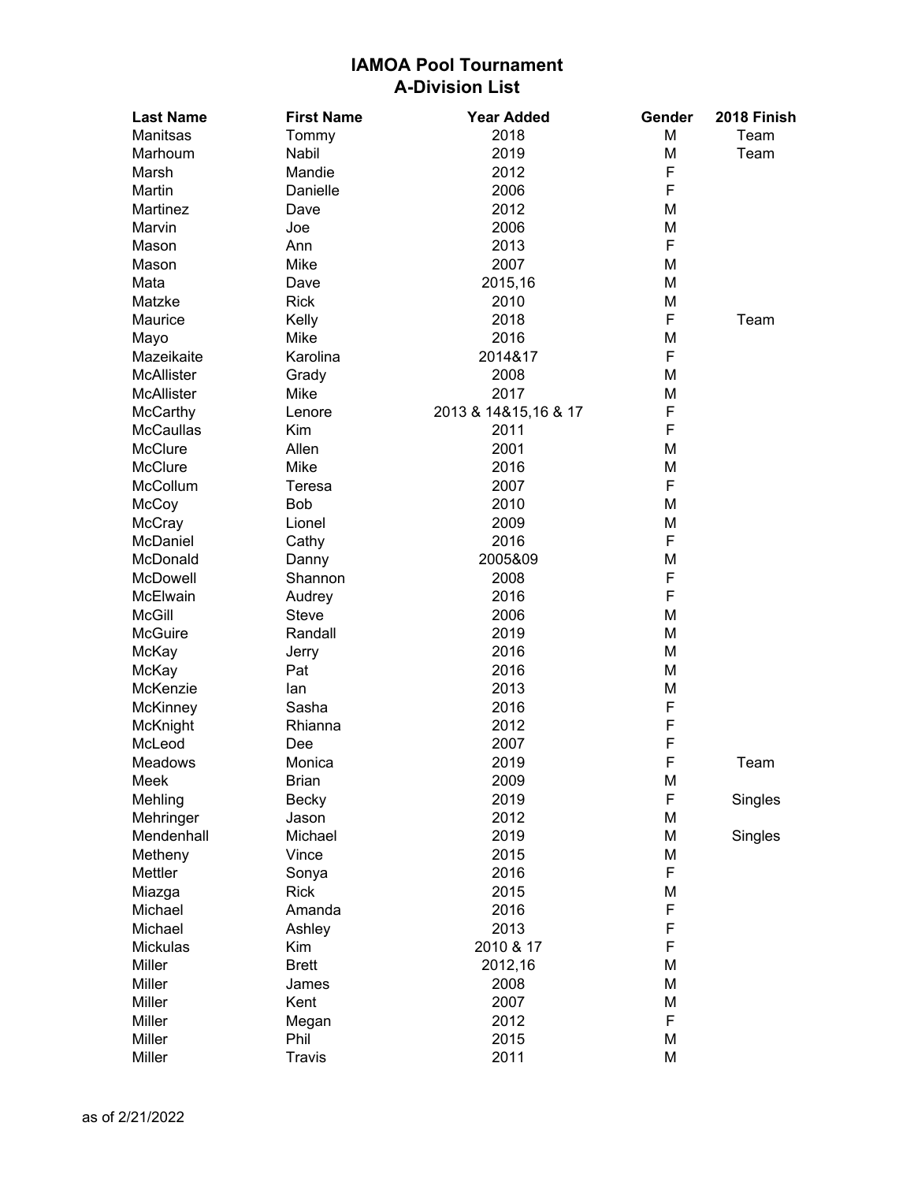# IAMOA Pool Tournament
## A-Division List

| Last Name | First Name | Year Added | Gender | 2018 Finish |
|---|---|---|---|---|
| Manitsas | Tommy | 2018 | M | Team |
| Marhoum | Nabil | 2019 | M | Team |
| Marsh | Mandie | 2012 | F | |
| Martin | Danielle | 2006 | F | |
| Martinez | Dave | 2012 | M | |
| Marvin | Joe | 2006 | M | |
| Mason | Ann | 2013 | F | |
| Mason | Mike | 2007 | M | |
| Mata | Dave | 2015,16 | M | |
| Matzke | Rick | 2010 | M | |
| Maurice | Kelly | 2018 | F | Team |
| Mayo | Mike | 2016 | M | |
| Mazeikaite | Karolina | 2014&17 | F | |
| McAllister | Grady | 2008 | M | |
| McAllister | Mike | 2017 | M | |
| McCarthy | Lenore | 2013 & 14&15,16 & 17 | F | |
| McCaullas | Kim | 2011 | F | |
| McClure | Allen | 2001 | M | |
| McClure | Mike | 2016 | M | |
| McCollum | Teresa | 2007 | F | |
| McCoy | Bob | 2010 | M | |
| McCray | Lionel | 2009 | M | |
| McDaniel | Cathy | 2016 | F | |
| McDonald | Danny | 2005&09 | M | |
| McDowell | Shannon | 2008 | F | |
| McElwain | Audrey | 2016 | F | |
| McGill | Steve | 2006 | M | |
| McGuire | Randall | 2019 | M | |
| McKay | Jerry | 2016 | M | |
| McKay | Pat | 2016 | M | |
| McKenzie | Ian | 2013 | M | |
| McKinney | Sasha | 2016 | F | |
| McKnight | Rhianna | 2012 | F | |
| McLeod | Dee | 2007 | F | |
| Meadows | Monica | 2019 | F | Team |
| Meek | Brian | 2009 | M | |
| Mehling | Becky | 2019 | F | Singles |
| Mehringer | Jason | 2012 | M | |
| Mendenhall | Michael | 2019 | M | Singles |
| Metheny | Vince | 2015 | M | |
| Mettler | Sonya | 2016 | F | |
| Miazga | Rick | 2015 | M | |
| Michael | Amanda | 2016 | F | |
| Michael | Ashley | 2013 | F | |
| Mickulas | Kim | 2010 & 17 | F | |
| Miller | Brett | 2012,16 | M | |
| Miller | James | 2008 | M | |
| Miller | Kent | 2007 | M | |
| Miller | Megan | 2012 | F | |
| Miller | Phil | 2015 | M | |
| Miller | Travis | 2011 | M | |

as of 2/21/2022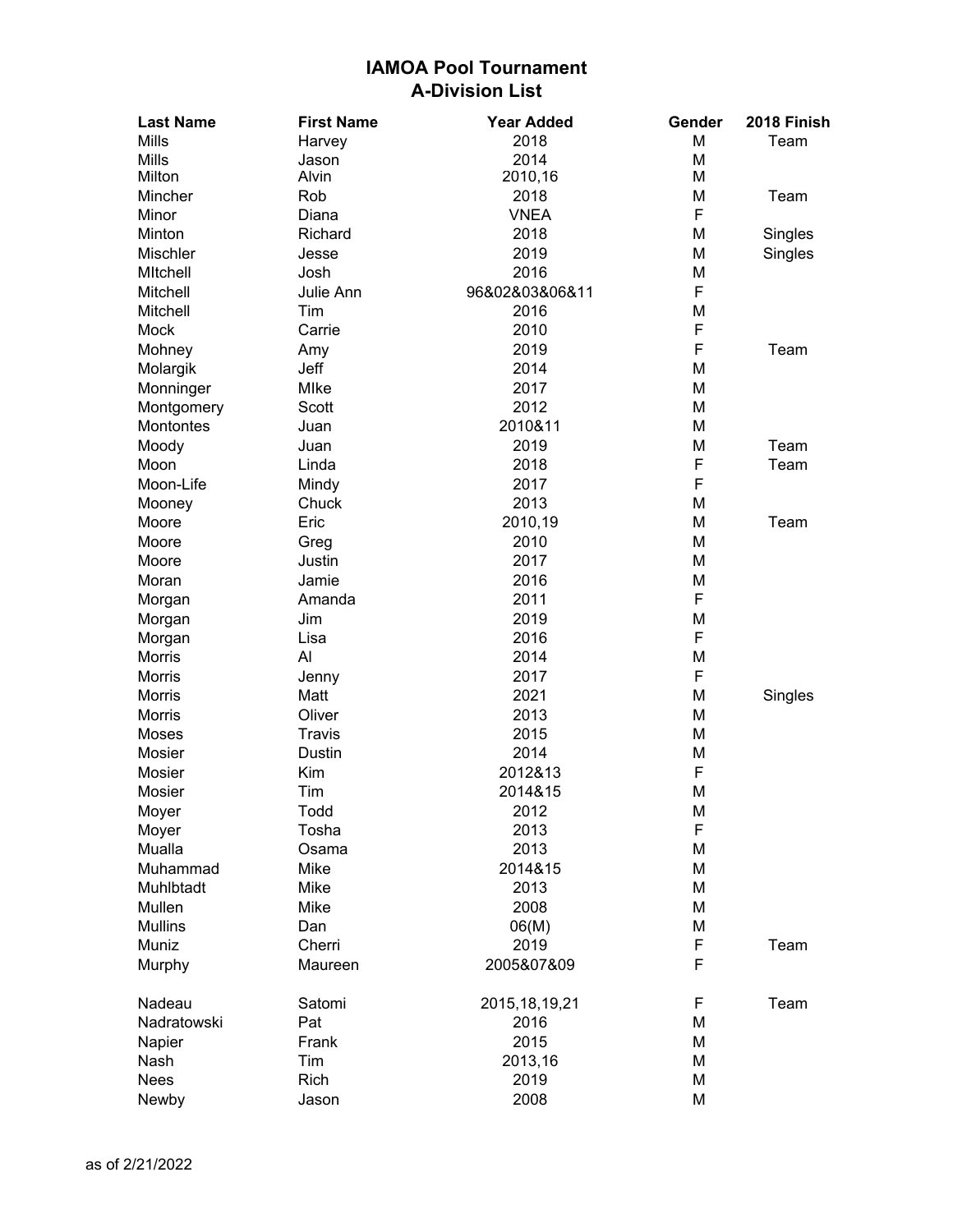# IAMOA Pool Tournament
## A-Division List

| Last Name | First Name | Year Added | Gender | 2018 Finish |
|---|---|---|---|---|
| Mills | Harvey | 2018 | M | Team |
| Mills | Jason | 2014 | M | |
| Milton | Alvin | 2010,16 | M | |
| Mincher | Rob | 2018 | M | Team |
| Minor | Diana | VNEA | F | |
| Minton | Richard | 2018 | M | Singles |
| Mischler | Jesse | 2019 | M | Singles |
| MItchell | Josh | 2016 | M | |
| Mitchell | Julie Ann | 96&02&03&06&11 | F | |
| Mitchell | Tim | 2016 | M | |
| Mock | Carrie | 2010 | F | |
| Mohney | Amy | 2019 | F | Team |
| Molargik | Jeff | 2014 | M | |
| Monninger | MIke | 2017 | M | |
| Montgomery | Scott | 2012 | M | |
| Montontes | Juan | 2010&11 | M | |
| Moody | Juan | 2019 | M | Team |
| Moon | Linda | 2018 | F | Team |
| Moon-Life | Mindy | 2017 | F | |
| Mooney | Chuck | 2013 | M | |
| Moore | Eric | 2010,19 | M | Team |
| Moore | Greg | 2010 | M | |
| Moore | Justin | 2017 | M | |
| Moran | Jamie | 2016 | M | |
| Morgan | Amanda | 2011 | F | |
| Morgan | Jim | 2019 | M | |
| Morgan | Lisa | 2016 | F | |
| Morris | Al | 2014 | M | |
| Morris | Jenny | 2017 | F | |
| Morris | Matt | 2021 | M | Singles |
| Morris | Oliver | 2013 | M | |
| Moses | Travis | 2015 | M | |
| Mosier | Dustin | 2014 | M | |
| Mosier | Kim | 2012&13 | F | |
| Mosier | Tim | 2014&15 | M | |
| Moyer | Todd | 2012 | M | |
| Moyer | Tosha | 2013 | F | |
| Mualla | Osama | 2013 | M | |
| Muhammad | Mike | 2014&15 | M | |
| Muhlbtadt | Mike | 2013 | M | |
| Mullen | Mike | 2008 | M | |
| Mullins | Dan | 06(M) | M | |
| Muniz | Cherri | 2019 | F | Team |
| Murphy | Maureen | 2005&07&09 | F | |
| | | | | |
| Nadeau | Satomi | 2015,18,19,21 | F | Team |
| Nadratowski | Pat | 2016 | M | |
| Napier | Frank | 2015 | M | |
| Nash | Tim | 2013,16 | M | |
| Nees | Rich | 2019 | M | |
| Newby | Jason | 2008 | M | |

as of 2/21/2022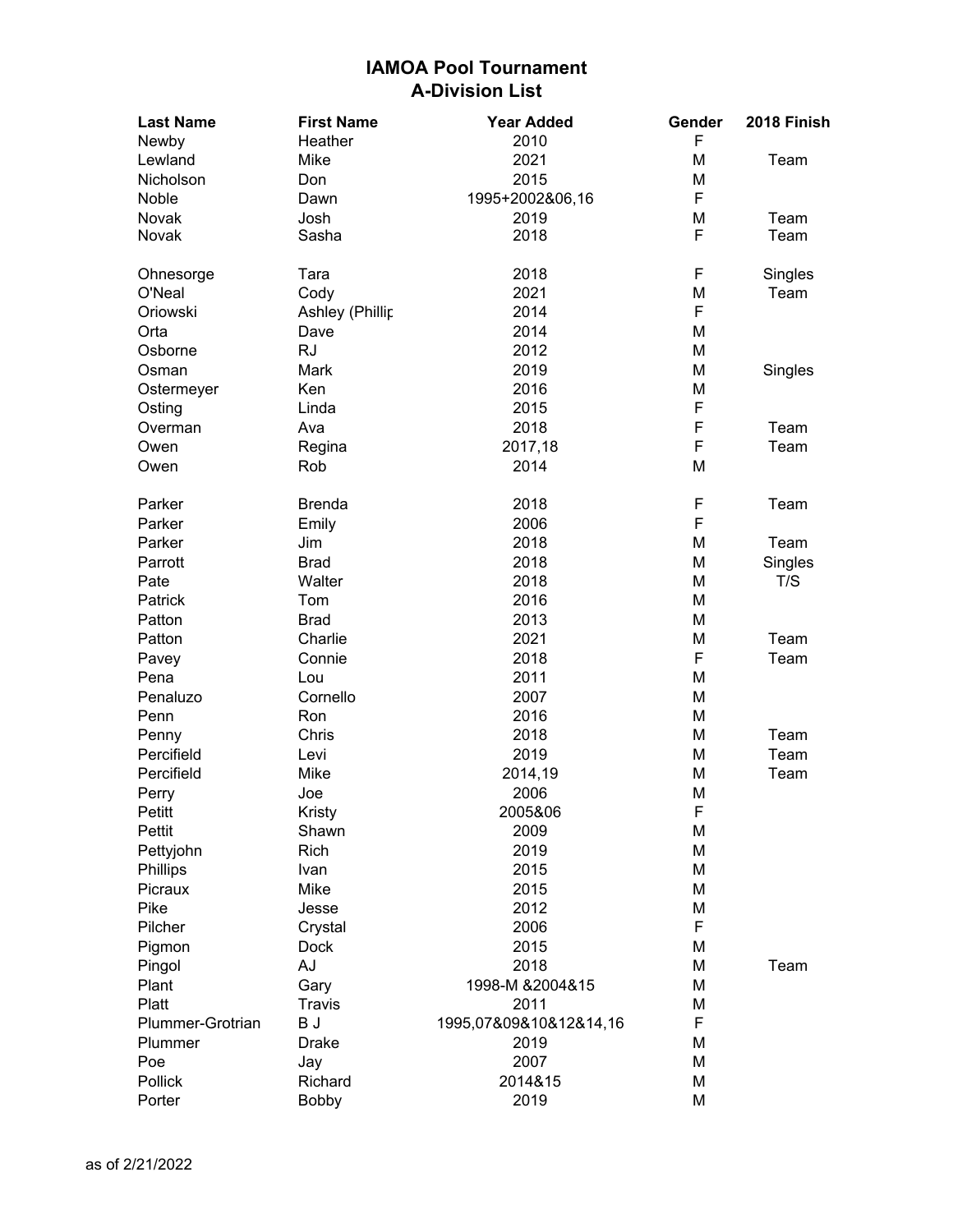# IAMOA Pool Tournament
## A-Division List

| Last Name | First Name | Year Added | Gender | 2018 Finish |
|---|---|---|---|---|
| Newby | Heather | 2010 | F | |
| Lewland | Mike | 2021 | M | Team |
| Nicholson | Don | 2015 | M | |
| Noble | Dawn | 1995+2002&06,16 | F | |
| Novak | Josh | 2019 | M | Team |
| Novak | Sasha | 2018 | F | Team |
| | | | | |
| Ohnesorge | Tara | 2018 | F | Singles |
| O'Neal | Cody | 2021 | M | Team |
| Oriowski | Ashley (Phillip | 2014 | F | |
| Orta | Dave | 2014 | M | |
| Osborne | RJ | 2012 | M | |
| Osman | Mark | 2019 | M | Singles |
| Ostermeyer | Ken | 2016 | M | |
| Osting | Linda | 2015 | F | |
| Overman | Ava | 2018 | F | Team |
| Owen | Regina | 2017,18 | F | Team |
| Owen | Rob | 2014 | M | |
| | | | | |
| Parker | Brenda | 2018 | F | Team |
| Parker | Emily | 2006 | F | |
| Parker | Jim | 2018 | M | Team |
| Parrott | Brad | 2018 | M | Singles |
| Pate | Walter | 2018 | M | T/S |
| Patrick | Tom | 2016 | M | |
| Patton | Brad | 2013 | M | |
| Patton | Charlie | 2021 | M | Team |
| Pavey | Connie | 2018 | F | Team |
| Pena | Lou | 2011 | M | |
| Penaluzo | Cornello | 2007 | M | |
| Penn | Ron | 2016 | M | |
| Penny | Chris | 2018 | M | Team |
| Percifield | Levi | 2019 | M | Team |
| Percifield | Mike | 2014,19 | M | Team |
| Perry | Joe | 2006 | M | |
| Petitt | Kristy | 2005&06 | F | |
| Pettit | Shawn | 2009 | M | |
| Pettyjohn | Rich | 2019 | M | |
| Phillips | Ivan | 2015 | M | |
| Picraux | Mike | 2015 | M | |
| Pike | Jesse | 2012 | M | |
| Pilcher | Crystal | 2006 | F | |
| Pigmon | Dock | 2015 | M | |
| Pingol | AJ | 2018 | M | Team |
| Plant | Gary | 1998-M &2004&15 | M | |
| Platt | Travis | 2011 | M | |
| Plummer-Grotrian | B J | 1995,07&09&10&12&14,16 | F | |
| Plummer | Drake | 2019 | M | |
| Poe | Jay | 2007 | M | |
| Pollick | Richard | 2014&15 | M | |
| Porter | Bobby | 2019 | M | |

as of 2/21/2022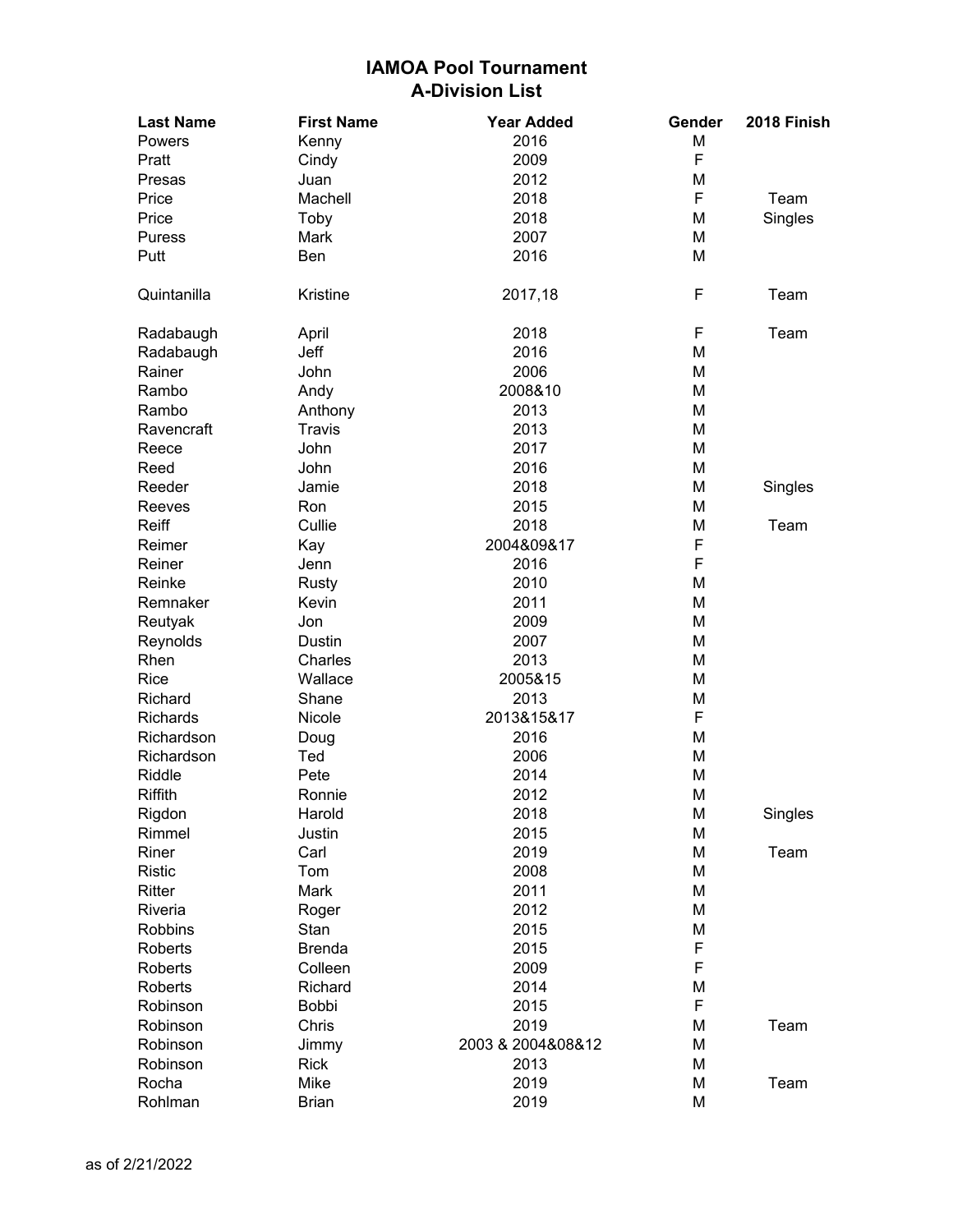# IAMOA Pool Tournament
## A-Division List

| Last Name | First Name | Year Added | Gender | 2018 Finish |
|---|---|---|---|---|
| Powers | Kenny | 2016 | M | |
| Pratt | Cindy | 2009 | F | |
| Presas | Juan | 2012 | M | |
| Price | Machell | 2018 | F | Team |
| Price | Toby | 2018 | M | Singles |
| Puress | Mark | 2007 | M | |
| Putt | Ben | 2016 | M | |
| Quintanilla | Kristine | 2017,18 | F | Team |
| Radabaugh | April | 2018 | F | Team |
| Radabaugh | Jeff | 2016 | M | |
| Rainer | John | 2006 | M | |
| Rambo | Andy | 2008&10 | M | |
| Rambo | Anthony | 2013 | M | |
| Ravencraft | Travis | 2013 | M | |
| Reece | John | 2017 | M | |
| Reed | John | 2016 | M | |
| Reeder | Jamie | 2018 | M | Singles |
| Reeves | Ron | 2015 | M | |
| Reiff | Cullie | 2018 | M | Team |
| Reimer | Kay | 2004&09&17 | F | |
| Reiner | Jenn | 2016 | F | |
| Reinke | Rusty | 2010 | M | |
| Remnaker | Kevin | 2011 | M | |
| Reutyak | Jon | 2009 | M | |
| Reynolds | Dustin | 2007 | M | |
| Rhen | Charles | 2013 | M | |
| Rice | Wallace | 2005&15 | M | |
| Richard | Shane | 2013 | M | |
| Richards | Nicole | 2013&15&17 | F | |
| Richardson | Doug | 2016 | M | |
| Richardson | Ted | 2006 | M | |
| Riddle | Pete | 2014 | M | |
| Riffith | Ronnie | 2012 | M | |
| Rigdon | Harold | 2018 | M | Singles |
| Rimmel | Justin | 2015 | M | |
| Riner | Carl | 2019 | M | Team |
| Ristic | Tom | 2008 | M | |
| Ritter | Mark | 2011 | M | |
| Riveria | Roger | 2012 | M | |
| Robbins | Stan | 2015 | M | |
| Roberts | Brenda | 2015 | F | |
| Roberts | Colleen | 2009 | F | |
| Roberts | Richard | 2014 | M | |
| Robinson | Bobbi | 2015 | F | |
| Robinson | Chris | 2019 | M | Team |
| Robinson | Jimmy | 2003 & 2004&08&12 | M | |
| Robinson | Rick | 2013 | M | |
| Rocha | Mike | 2019 | M | Team |
| Rohlman | Brian | 2019 | M | |

as of 2/21/2022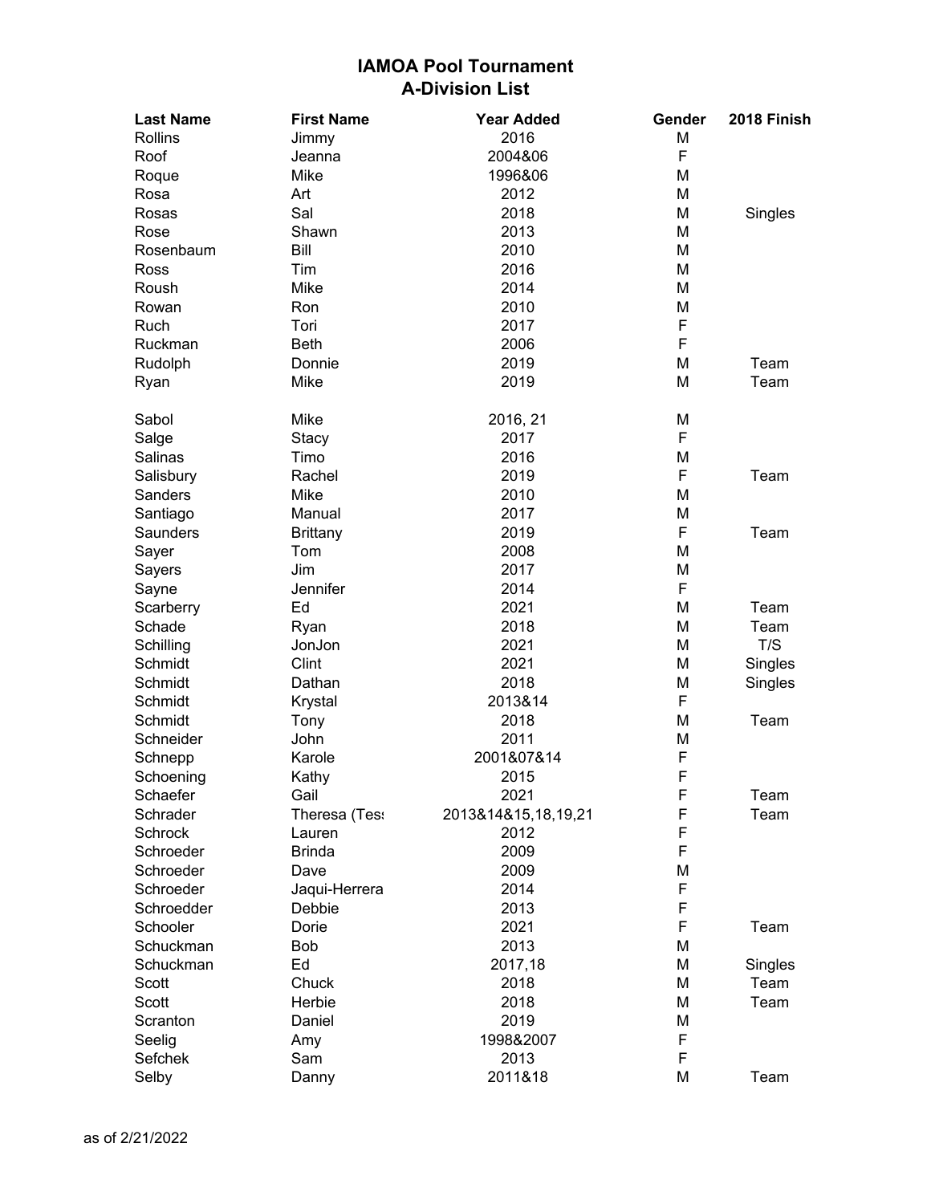# IAMOA Pool Tournament
## A-Division List

| Last Name | First Name | Year Added | Gender | 2018 Finish |
|---|---|---|---|---|
| Rollins | Jimmy | 2016 | M | |
| Roof | Jeanna | 2004&06 | F | |
| Roque | Mike | 1996&06 | M | |
| Rosa | Art | 2012 | M | |
| Rosas | Sal | 2018 | M | Singles |
| Rose | Shawn | 2013 | M | |
| Rosenbaum | Bill | 2010 | M | |
| Ross | Tim | 2016 | M | |
| Roush | Mike | 2014 | M | |
| Rowan | Ron | 2010 | M | |
| Ruch | Tori | 2017 | F | |
| Ruckman | Beth | 2006 | F | |
| Rudolph | Donnie | 2019 | M | Team |
| Ryan | Mike | 2019 | M | Team |
| | | | | |
| Sabol | Mike | 2016, 21 | M | |
| Salge | Stacy | 2017 | F | |
| Salinas | Timo | 2016 | M | |
| Salisbury | Rachel | 2019 | F | Team |
| Sanders | Mike | 2010 | M | |
| Santiago | Manual | 2017 | M | |
| Saunders | Brittany | 2019 | F | Team |
| Sayer | Tom | 2008 | M | |
| Sayers | Jim | 2017 | M | |
| Sayne | Jennifer | 2014 | F | |
| Scarberry | Ed | 2021 | M | Team |
| Schade | Ryan | 2018 | M | Team |
| Schilling | JonJon | 2021 | M | T/S |
| Schmidt | Clint | 2021 | M | Singles |
| Schmidt | Dathan | 2018 | M | Singles |
| Schmidt | Krystal | 2013&14 | F | |
| Schmidt | Tony | 2018 | M | Team |
| Schneider | John | 2011 | M | |
| Schnepp | Karole | 2001&07&14 | F | |
| Schoening | Kathy | 2015 | F | |
| Schaefer | Gail | 2021 | F | Team |
| Schrader | Theresa (Tess | 2013&14&15,18,19,21 | F | Team |
| Schrock | Lauren | 2012 | F | |
| Schroeder | Brinda | 2009 | F | |
| Schroeder | Dave | 2009 | M | |
| Schroeder | Jaqui-Herrera | 2014 | F | |
| Schroedder | Debbie | 2013 | F | |
| Schooler | Dorie | 2021 | F | Team |
| Schuckman | Bob | 2013 | M | |
| Schuckman | Ed | 2017,18 | M | Singles |
| Scott | Chuck | 2018 | M | Team |
| Scott | Herbie | 2018 | M | Team |
| Scranton | Daniel | 2019 | M | |
| Seelig | Amy | 1998&2007 | F | |
| Sefchek | Sam | 2013 | F | |
| Selby | Danny | 2011&18 | M | Team |

as of 2/21/2022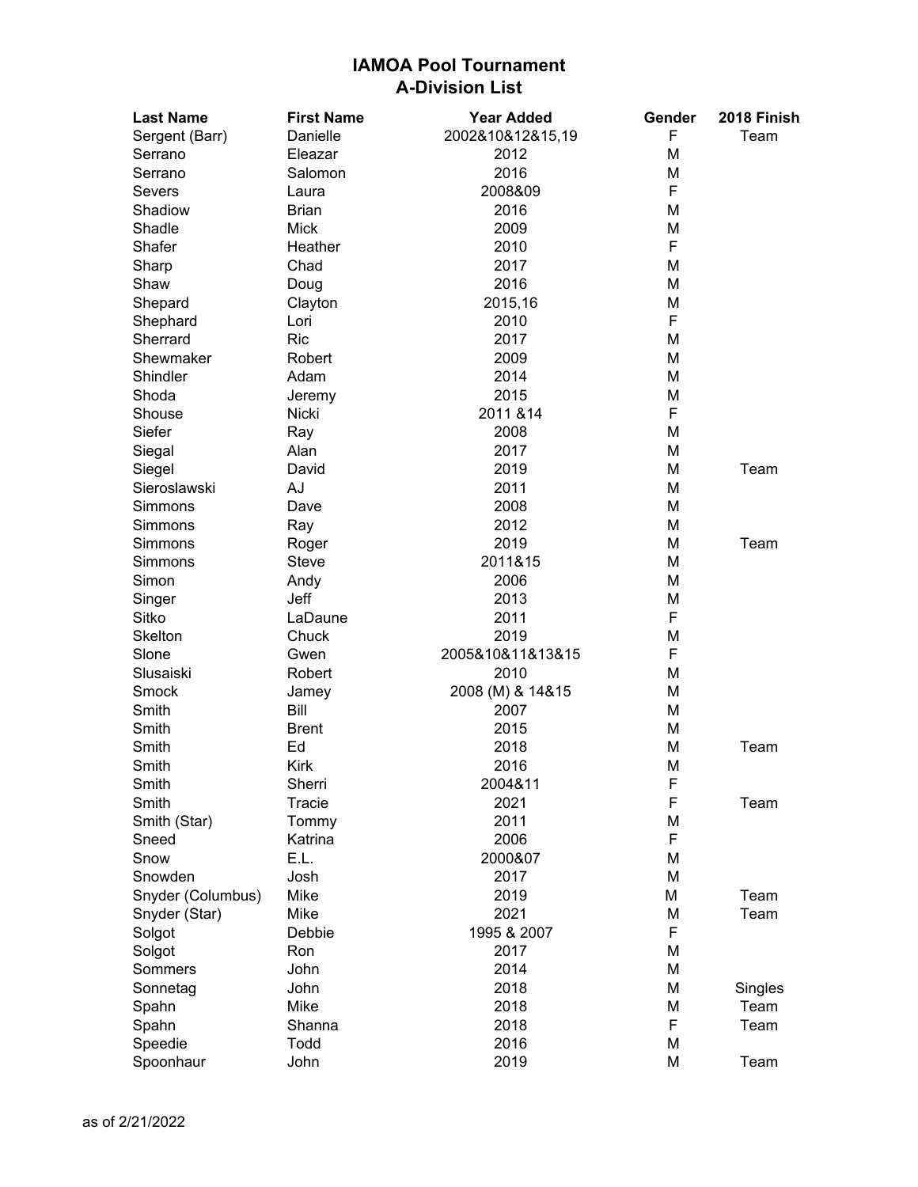# IAMOA Pool Tournament
## A-Division List

| Last Name | First Name | Year Added | Gender | 2018 Finish |
|---|---|---|---|---|
| Sergent (Barr) | Danielle | 2002&10&12&15,19 | F | Team |
| Serrano | Eleazar | 2012 | M | |
| Serrano | Salomon | 2016 | M | |
| Severs | Laura | 2008&09 | F | |
| Shadiow | Brian | 2016 | M | |
| Shadle | Mick | 2009 | M | |
| Shafer | Heather | 2010 | F | |
| Sharp | Chad | 2017 | M | |
| Shaw | Doug | 2016 | M | |
| Shepard | Clayton | 2015,16 | M | |
| Shephard | Lori | 2010 | F | |
| Sherrard | Ric | 2017 | M | |
| Shewmaker | Robert | 2009 | M | |
| Shindler | Adam | 2014 | M | |
| Shoda | Jeremy | 2015 | M | |
| Shouse | Nicki | 2011 &14 | F | |
| Siefer | Ray | 2008 | M | |
| Siegal | Alan | 2017 | M | |
| Siegel | David | 2019 | M | Team |
| Sieroslawski | AJ | 2011 | M | |
| Simmons | Dave | 2008 | M | |
| Simmons | Ray | 2012 | M | |
| Simmons | Roger | 2019 | M | Team |
| Simmons | Steve | 2011&15 | M | |
| Simon | Andy | 2006 | M | |
| Singer | Jeff | 2013 | M | |
| Sitko | LaDaune | 2011 | F | |
| Skelton | Chuck | 2019 | M | |
| Slone | Gwen | 2005&10&11&13&15 | F | |
| Slusaiski | Robert | 2010 | M | |
| Smock | Jamey | 2008 (M) & 14&15 | M | |
| Smith | Bill | 2007 | M | |
| Smith | Brent | 2015 | M | |
| Smith | Ed | 2018 | M | Team |
| Smith | Kirk | 2016 | M | |
| Smith | Sherri | 2004&11 | F | |
| Smith | Tracie | 2021 | F | Team |
| Smith (Star) | Tommy | 2011 | M | |
| Sneed | Katrina | 2006 | F | |
| Snow | E.L. | 2000&07 | M | |
| Snowden | Josh | 2017 | M | |
| Snyder (Columbus) | Mike | 2019 | M | Team |
| Snyder (Star) | Mike | 2021 | M | Team |
| Solgot | Debbie | 1995 & 2007 | F | |
| Solgot | Ron | 2017 | M | |
| Sommers | John | 2014 | M | |
| Sonnetag | John | 2018 | M | Singles |
| Spahn | Mike | 2018 | M | Team |
| Spahn | Shanna | 2018 | F | Team |
| Speedie | Todd | 2016 | M | |
| Spoonhaur | John | 2019 | M | Team |

as of 2/21/2022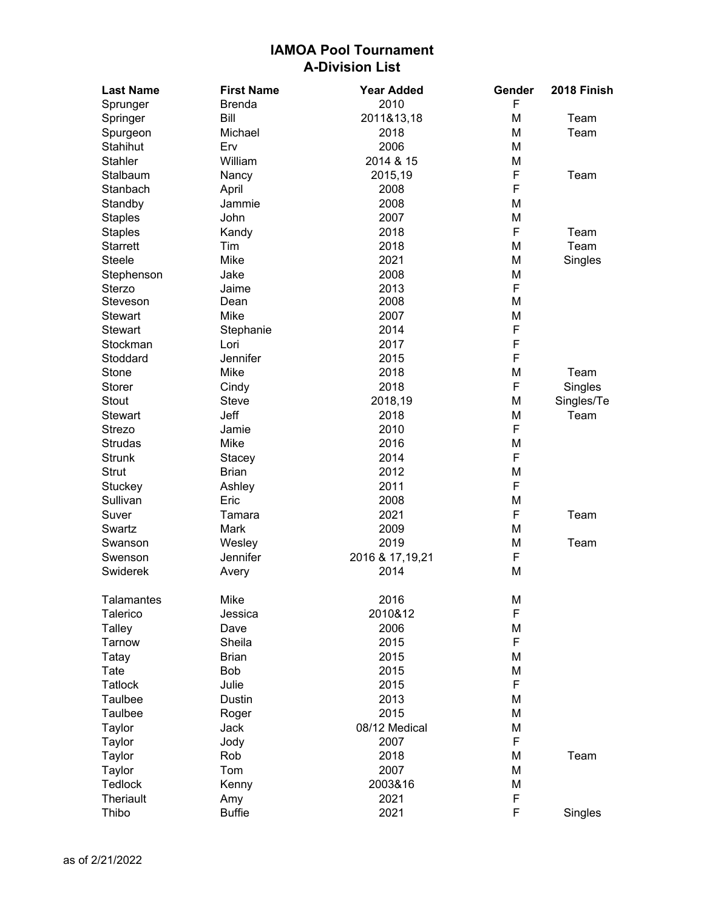# IAMOA Pool Tournament
## A-Division List

| Last Name | First Name | Year Added | Gender | 2018 Finish |
|---|---|---|---|---|
| Sprunger | Brenda | 2010 | F | |
| Springer | Bill | 2011&13,18 | M | Team |
| Spurgeon | Michael | 2018 | M | Team |
| Stahihut | Erv | 2006 | M | |
| Stahler | William | 2014 & 15 | M | |
| Stalbaum | Nancy | 2015,19 | F | Team |
| Stanbach | April | 2008 | F | |
| Standby | Jammie | 2008 | M | |
| Staples | John | 2007 | M | |
| Staples | Kandy | 2018 | F | Team |
| Starrett | Tim | 2018 | M | Team |
| Steele | Mike | 2021 | M | Singles |
| Stephenson | Jake | 2008 | M | |
| Sterzo | Jaime | 2013 | F | |
| Steveson | Dean | 2008 | M | |
| Stewart | Mike | 2007 | M | |
| Stewart | Stephanie | 2014 | F | |
| Stockman | Lori | 2017 | F | |
| Stoddard | Jennifer | 2015 | F | |
| Stone | Mike | 2018 | M | Team |
| Storer | Cindy | 2018 | F | Singles |
| Stout | Steve | 2018,19 | M | Singles/Te |
| Stewart | Jeff | 2018 | M | Team |
| Strezo | Jamie | 2010 | F | |
| Strudas | Mike | 2016 | M | |
| Strunk | Stacey | 2014 | F | |
| Strut | Brian | 2012 | M | |
| Stuckey | Ashley | 2011 | F | |
| Sullivan | Eric | 2008 | M | |
| Suver | Tamara | 2021 | F | Team |
| Swartz | Mark | 2009 | M | |
| Swanson | Wesley | 2019 | M | Team |
| Swenson | Jennifer | 2016 & 17,19,21 | F | |
| Swiderek | Avery | 2014 | M | |
| | | | | |
| Talamantes | Mike | 2016 | M | |
| Talerico | Jessica | 2010&12 | F | |
| Talley | Dave | 2006 | M | |
| Tarnow | Sheila | 2015 | F | |
| Tatay | Brian | 2015 | M | |
| Tate | Bob | 2015 | M | |
| Tatlock | Julie | 2015 | F | |
| Taulbee | Dustin | 2013 | M | |
| Taulbee | Roger | 2015 | M | |
| Taylor | Jack | 08/12 Medical | M | |
| Taylor | Jody | 2007 | F | |
| Taylor | Rob | 2018 | M | Team |
| Taylor | Tom | 2007 | M | |
| Tedlock | Kenny | 2003&16 | M | |
| Theriault | Amy | 2021 | F | |
| Thibo | Buffie | 2021 | F | Singles |

as of 2/21/2022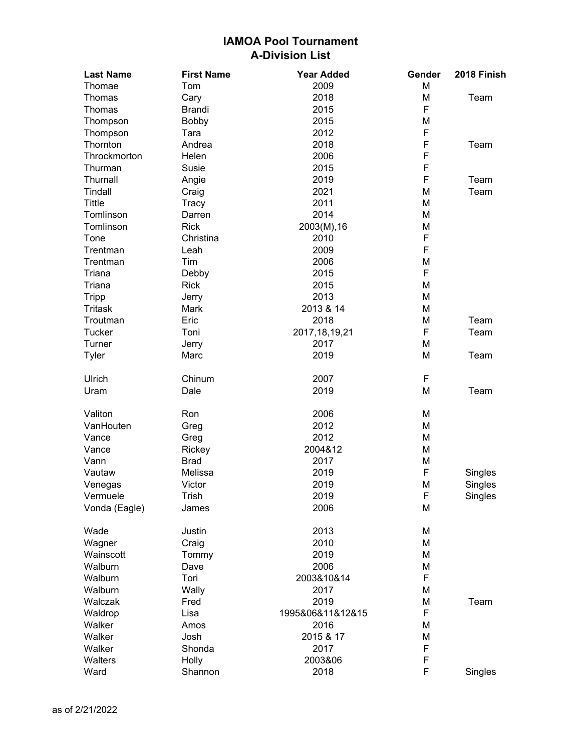# IAMOA Pool Tournament
## A-Division List

| Last Name | First Name | Year Added | Gender | 2018 Finish |
|---|---|---|---|---|
| Thomae | Tom | 2009 | M | |
| Thomas | Cary | 2018 | M | Team |
| Thomas | Brandi | 2015 | F | |
| Thompson | Bobby | 2015 | M | |
| Thompson | Tara | 2012 | F | |
| Thornton | Andrea | 2018 | F | Team |
| Throckmorton | Helen | 2006 | F | |
| Thurman | Susie | 2015 | F | |
| Thurnall | Angie | 2019 | F | Team |
| Tindall | Craig | 2021 | M | Team |
| Tittle | Tracy | 2011 | M | |
| Tomlinson | Darren | 2014 | M | |
| Tomlinson | Rick | 2003(M),16 | M | |
| Tone | Christina | 2010 | F | |
| Trentman | Leah | 2009 | F | |
| Trentman | Tim | 2006 | M | |
| Triana | Debby | 2015 | F | |
| Triana | Rick | 2015 | M | |
| Tripp | Jerry | 2013 | M | |
| Tritask | Mark | 2013 & 14 | M | |
| Troutman | Eric | 2018 | M | Team |
| Tucker | Toni | 2017,18,19,21 | F | Team |
| Turner | Jerry | 2017 | M | |
| Tyler | Marc | 2019 | M | Team |
| | | | | |
| Ulrich | Chinum | 2007 | F | |
| Uram | Dale | 2019 | M | Team |
| | | | | |
| Valiton | Ron | 2006 | M | |
| VanHouten | Greg | 2012 | M | |
| Vance | Greg | 2012 | M | |
| Vance | Rickey | 2004&12 | M | |
| Vann | Brad | 2017 | M | |
| Vautaw | Melissa | 2019 | F | Singles |
| Venegas | Victor | 2019 | M | Singles |
| Vermuele | Trish | 2019 | F | Singles |
| Vonda (Eagle) | James | 2006 | M | |
| | | | | |
| Wade | Justin | 2013 | M | |
| Wagner | Craig | 2010 | M | |
| Wainscott | Tommy | 2019 | M | |
| Walburn | Dave | 2006 | M | |
| Walburn | Tori | 2003&10&14 | F | |
| Walburn | Wally | 2017 | M | |
| Walczak | Fred | 2019 | M | Team |
| Waldrop | Lisa | 1995&06&11&12&15 | F | |
| Walker | Amos | 2016 | M | |
| Walker | Josh | 2015 & 17 | M | |
| Walker | Shonda | 2017 | F | |
| Walters | Holly | 2003&06 | F | |
| Ward | Shannon | 2018 | F | Singles |

as of 2/21/2022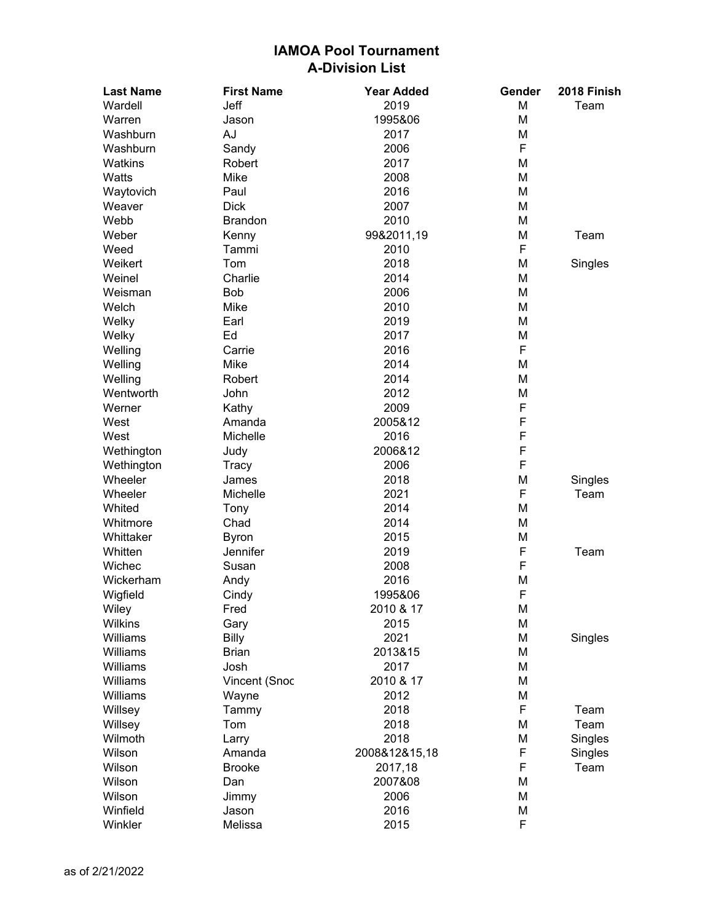# IAMOA Pool Tournament
## A-Division List

| Last Name | First Name | Year Added | Gender | 2018 Finish |
|---|---|---|---|---|
| Wardell | Jeff | 2019 | M | Team |
| Warren | Jason | 1995&06 | M | |
| Washburn | AJ | 2017 | M | |
| Washburn | Sandy | 2006 | F | |
| Watkins | Robert | 2017 | M | |
| Watts | Mike | 2008 | M | |
| Waytovich | Paul | 2016 | M | |
| Weaver | Dick | 2007 | M | |
| Webb | Brandon | 2010 | M | |
| Weber | Kenny | 99&2011,19 | M | Team |
| Weed | Tammi | 2010 | F | |
| Weikert | Tom | 2018 | M | Singles |
| Weinel | Charlie | 2014 | M | |
| Weisman | Bob | 2006 | M | |
| Welch | Mike | 2010 | M | |
| Welky | Earl | 2019 | M | |
| Welky | Ed | 2017 | M | |
| Welling | Carrie | 2016 | F | |
| Welling | Mike | 2014 | M | |
| Welling | Robert | 2014 | M | |
| Wentworth | John | 2012 | M | |
| Werner | Kathy | 2009 | F | |
| West | Amanda | 2005&12 | F | |
| West | Michelle | 2016 | F | |
| Wethington | Judy | 2006&12 | F | |
| Wethington | Tracy | 2006 | F | |
| Wheeler | James | 2018 | M | Singles |
| Wheeler | Michelle | 2021 | F | Team |
| Whited | Tony | 2014 | M | |
| Whitmore | Chad | 2014 | M | |
| Whittaker | Byron | 2015 | M | |
| Whitten | Jennifer | 2019 | F | Team |
| Wichec | Susan | 2008 | F | |
| Wickerham | Andy | 2016 | M | |
| Wigfield | Cindy | 1995&06 | F | |
| Wiley | Fred | 2010 & 17 | M | |
| Wilkins | Gary | 2015 | M | |
| Williams | Billy | 2021 | M | Singles |
| Williams | Brian | 2013&15 | M | |
| Williams | Josh | 2017 | M | |
| Williams | Vincent (Snoc | 2010 & 17 | M | |
| Williams | Wayne | 2012 | M | |
| Willsey | Tammy | 2018 | F | Team |
| Willsey | Tom | 2018 | M | Team |
| Wilmoth | Larry | 2018 | M | Singles |
| Wilson | Amanda | 2008&12&15,18 | F | Singles |
| Wilson | Brooke | 2017,18 | F | Team |
| Wilson | Dan | 2007&08 | M | |
| Wilson | Jimmy | 2006 | M | |
| Winfield | Jason | 2016 | M | |
| Winkler | Melissa | 2015 | F | |

as of 2/21/2022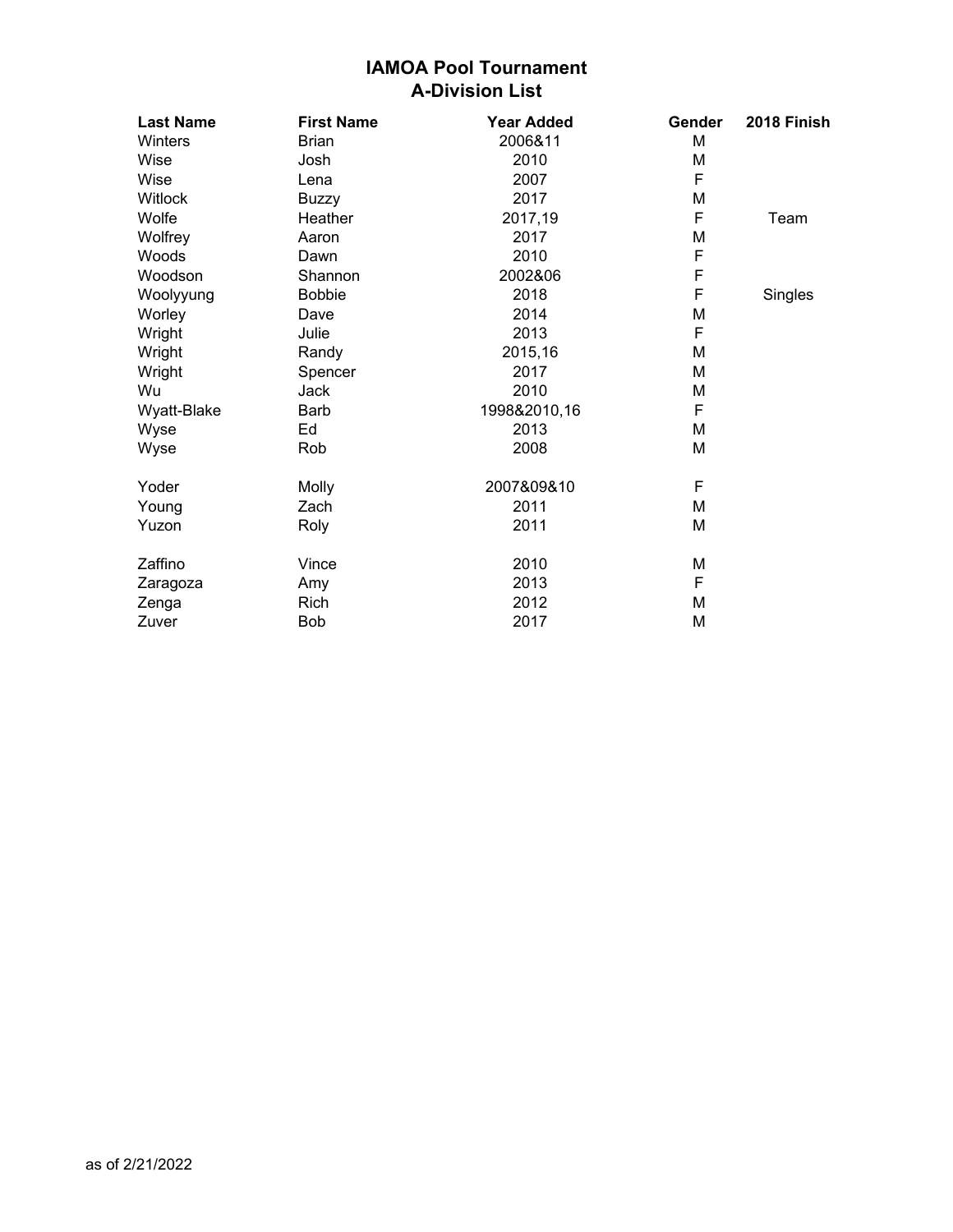# IAMOA Pool Tournament
## A-Division List

| Last Name | First Name | Year Added | Gender | 2018 Finish |
|---|---|---|---|---|
| Winters | Brian | 2006&11 | M | |
| Wise | Josh | 2010 | M | |
| Wise | Lena | 2007 | F | |
| Witlock | Buzzy | 2017 | M | |
| Wolfe | Heather | 2017,19 | F | Team |
| Wolfrey | Aaron | 2017 | M | |
| Woods | Dawn | 2010 | F | |
| Woodson | Shannon | 2002&06 | F | |
| Woolyyung | Bobbie | 2018 | F | Singles |
| Worley | Dave | 2014 | M | |
| Wright | Julie | 2013 | F | |
| Wright | Randy | 2015,16 | M | |
| Wright | Spencer | 2017 | M | |
| Wu | Jack | 2010 | M | |
| Wyatt-Blake | Barb | 1998&2010,16 | F | |
| Wyse | Ed | 2013 | M | |
| Wyse | Rob | 2008 | M | |
| | | | | |
| Yoder | Molly | 2007&09&10 | F | |
| Young | Zach | 2011 | M | |
| Yuzon | Roly | 2011 | M | |
| | | | | |
| Zaffino | Vince | 2010 | M | |
| Zaragoza | Amy | 2013 | F | |
| Zenga | Rich | 2012 | M | |
| Zuver | Bob | 2017 | M | |

as of 2/21/2022